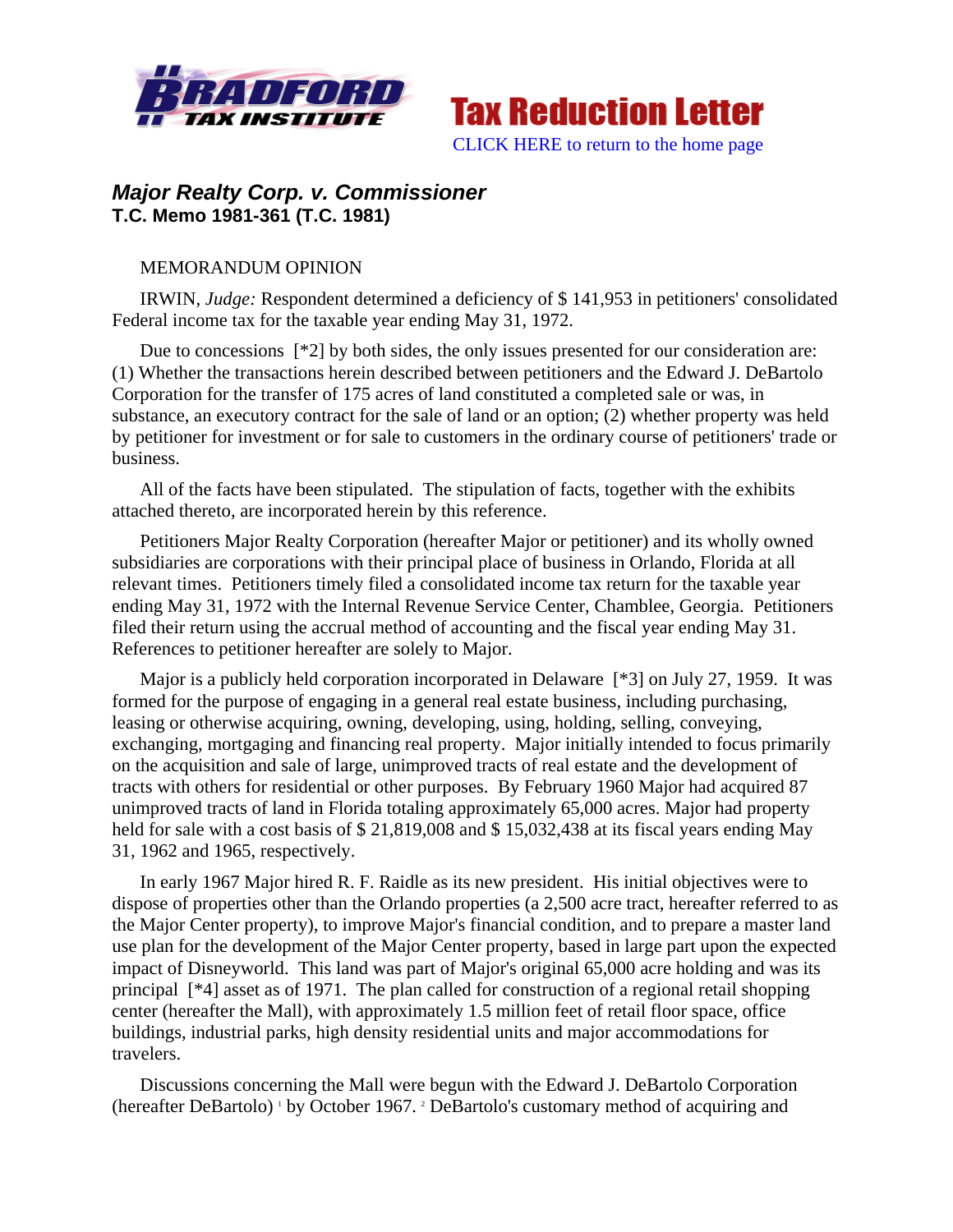**Bradford Tax Institute** | **Tax Reduction Letter**

CLICK HERE to return to the home page

### *Major Realty Corp. v. Commissioner*
**T.C. Memo 1981-361 (T.C. 1981)**

MEMORANDUM OPINION

IRWIN, *Judge:* Respondent determined a deficiency of $ 141,953 in petitioners' consolidated Federal income tax for the taxable year ending May 31, 1972.

Due to concessions [*2] by both sides, the only issues presented for our consideration are: (1) Whether the transactions herein described between petitioners and the Edward J. DeBartolo Corporation for the transfer of 175 acres of land constituted a completed sale or was, in substance, an executory contract for the sale of land or an option; (2) whether property was held by petitioner for investment or for sale to customers in the ordinary course of petitioners' trade or business.

All of the facts have been stipulated. The stipulation of facts, together with the exhibits attached thereto, are incorporated herein by this reference.

Petitioners Major Realty Corporation (hereafter Major or petitioner) and its wholly owned subsidiaries are corporations with their principal place of business in Orlando, Florida at all relevant times. Petitioners timely filed a consolidated income tax return for the taxable year ending May 31, 1972 with the Internal Revenue Service Center, Chamblee, Georgia. Petitioners filed their return using the accrual method of accounting and the fiscal year ending May 31. References to petitioner hereafter are solely to Major.

Major is a publicly held corporation incorporated in Delaware [*3] on July 27, 1959. It was formed for the purpose of engaging in a general real estate business, including purchasing, leasing or otherwise acquiring, owning, developing, using, holding, selling, conveying, exchanging, mortgaging and financing real property. Major initially intended to focus primarily on the acquisition and sale of large, unimproved tracts of real estate and the development of tracts with others for residential or other purposes. By February 1960 Major had acquired 87 unimproved tracts of land in Florida totaling approximately 65,000 acres. Major had property held for sale with a cost basis of $ 21,819,008 and $ 15,032,438 at its fiscal years ending May 31, 1962 and 1965, respectively.

In early 1967 Major hired R. F. Raidle as its new president. His initial objectives were to dispose of properties other than the Orlando properties (a 2,500 acre tract, hereafter referred to as the Major Center property), to improve Major's financial condition, and to prepare a master land use plan for the development of the Major Center property, based in large part upon the expected impact of Disneyworld. This land was part of Major's original 65,000 acre holding and was its principal [*4] asset as of 1971. The plan called for construction of a regional retail shopping center (hereafter the Mall), with approximately 1.5 million feet of retail floor space, office buildings, industrial parks, high density residential units and major accommodations for travelers.

Discussions concerning the Mall were begun with the Edward J. DeBartolo Corporation (hereafter DeBartolo) [1] by October 1967. [2] DeBartolo's customary method of acquiring and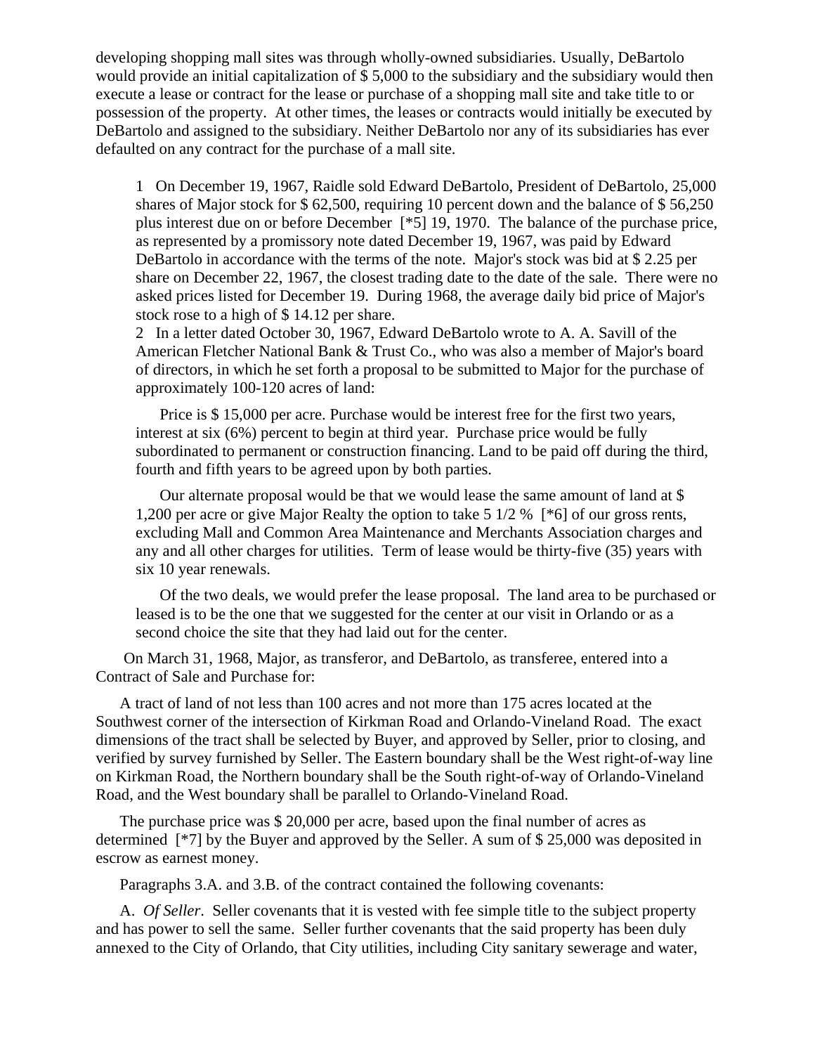developing shopping mall sites was through wholly-owned subsidiaries. Usually, DeBartolo would provide an initial capitalization of $ 5,000 to the subsidiary and the subsidiary would then execute a lease or contract for the lease or purchase of a shopping mall site and take title to or possession of the property. At other times, the leases or contracts would initially be executed by DeBartolo and assigned to the subsidiary. Neither DeBartolo nor any of its subsidiaries has ever defaulted on any contract for the purchase of a mall site.

> 1 On December 19, 1967, Raidle sold Edward DeBartolo, President of DeBartolo, 25,000 shares of Major stock for $ 62,500, requiring 10 percent down and the balance of $ 56,250 plus interest due on or before December [*5] 19, 1970. The balance of the purchase price, as represented by a promissory note dated December 19, 1967, was paid by Edward DeBartolo in accordance with the terms of the note. Major's stock was bid at $ 2.25 per share on December 22, 1967, the closest trading date to the date of the sale. There were no asked prices listed for December 19. During 1968, the average daily bid price of Major's stock rose to a high of $ 14.12 per share.
>
> 2 In a letter dated October 30, 1967, Edward DeBartolo wrote to A. A. Savill of the American Fletcher National Bank & Trust Co., who was also a member of Major's board of directors, in which he set forth a proposal to be submitted to Major for the purchase of approximately 100-120 acres of land:
>
> Price is $ 15,000 per acre. Purchase would be interest free for the first two years, interest at six (6%) percent to begin at third year. Purchase price would be fully subordinated to permanent or construction financing. Land to be paid off during the third, fourth and fifth years to be agreed upon by both parties.
>
> Our alternate proposal would be that we would lease the same amount of land at $ 1,200 per acre or give Major Realty the option to take 5 1/2 % [*6] of our gross rents, excluding Mall and Common Area Maintenance and Merchants Association charges and any and all other charges for utilities. Term of lease would be thirty-five (35) years with six 10 year renewals.
>
> Of the two deals, we would prefer the lease proposal. The land area to be purchased or leased is to be the one that we suggested for the center at our visit in Orlando or as a second choice the site that they had laid out for the center.

On March 31, 1968, Major, as transferor, and DeBartolo, as transferee, entered into a Contract of Sale and Purchase for:

A tract of land of not less than 100 acres and not more than 175 acres located at the Southwest corner of the intersection of Kirkman Road and Orlando-Vineland Road. The exact dimensions of the tract shall be selected by Buyer, and approved by Seller, prior to closing, and verified by survey furnished by Seller. The Eastern boundary shall be the West right-of-way line on Kirkman Road, the Northern boundary shall be the South right-of-way of Orlando-Vineland Road, and the West boundary shall be parallel to Orlando-Vineland Road.

The purchase price was $ 20,000 per acre, based upon the final number of acres as determined [*7] by the Buyer and approved by the Seller. A sum of $ 25,000 was deposited in escrow as earnest money.

Paragraphs 3.A. and 3.B. of the contract contained the following covenants:

A. *Of Seller*. Seller covenants that it is vested with fee simple title to the subject property and has power to sell the same. Seller further covenants that the said property has been duly annexed to the City of Orlando, that City utilities, including City sanitary sewerage and water,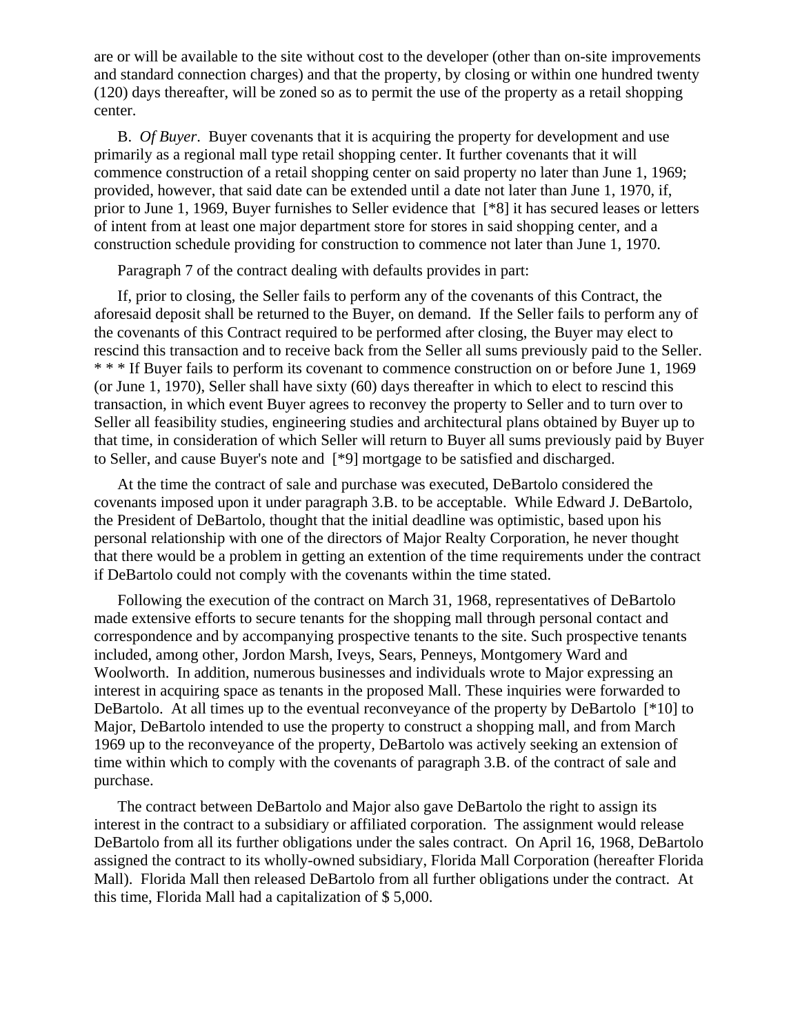are or will be available to the site without cost to the developer (other than on-site improvements and standard connection charges) and that the property, by closing or within one hundred twenty (120) days thereafter, will be zoned so as to permit the use of the property as a retail shopping center.

B. *Of Buyer*. Buyer covenants that it is acquiring the property for development and use primarily as a regional mall type retail shopping center. It further covenants that it will commence construction of a retail shopping center on said property no later than June 1, 1969; provided, however, that said date can be extended until a date not later than June 1, 1970, if, prior to June 1, 1969, Buyer furnishes to Seller evidence that [*8] it has secured leases or letters of intent from at least one major department store for stores in said shopping center, and a construction schedule providing for construction to commence not later than June 1, 1970.

Paragraph 7 of the contract dealing with defaults provides in part:

If, prior to closing, the Seller fails to perform any of the covenants of this Contract, the aforesaid deposit shall be returned to the Buyer, on demand. If the Seller fails to perform any of the covenants of this Contract required to be performed after closing, the Buyer may elect to rescind this transaction and to receive back from the Seller all sums previously paid to the Seller. * * * If Buyer fails to perform its covenant to commence construction on or before June 1, 1969 (or June 1, 1970), Seller shall have sixty (60) days thereafter in which to elect to rescind this transaction, in which event Buyer agrees to reconvey the property to Seller and to turn over to Seller all feasibility studies, engineering studies and architectural plans obtained by Buyer up to that time, in consideration of which Seller will return to Buyer all sums previously paid by Buyer to Seller, and cause Buyer's note and [*9] mortgage to be satisfied and discharged.

At the time the contract of sale and purchase was executed, DeBartolo considered the covenants imposed upon it under paragraph 3.B. to be acceptable. While Edward J. DeBartolo, the President of DeBartolo, thought that the initial deadline was optimistic, based upon his personal relationship with one of the directors of Major Realty Corporation, he never thought that there would be a problem in getting an extention of the time requirements under the contract if DeBartolo could not comply with the covenants within the time stated.

Following the execution of the contract on March 31, 1968, representatives of DeBartolo made extensive efforts to secure tenants for the shopping mall through personal contact and correspondence and by accompanying prospective tenants to the site. Such prospective tenants included, among other, Jordon Marsh, Iveys, Sears, Penneys, Montgomery Ward and Woolworth. In addition, numerous businesses and individuals wrote to Major expressing an interest in acquiring space as tenants in the proposed Mall. These inquiries were forwarded to DeBartolo. At all times up to the eventual reconveyance of the property by DeBartolo [*10] to Major, DeBartolo intended to use the property to construct a shopping mall, and from March 1969 up to the reconveyance of the property, DeBartolo was actively seeking an extension of time within which to comply with the covenants of paragraph 3.B. of the contract of sale and purchase.

The contract between DeBartolo and Major also gave DeBartolo the right to assign its interest in the contract to a subsidiary or affiliated corporation. The assignment would release DeBartolo from all its further obligations under the sales contract. On April 16, 1968, DeBartolo assigned the contract to its wholly-owned subsidiary, Florida Mall Corporation (hereafter Florida Mall). Florida Mall then released DeBartolo from all further obligations under the contract. At this time, Florida Mall had a capitalization of $ 5,000.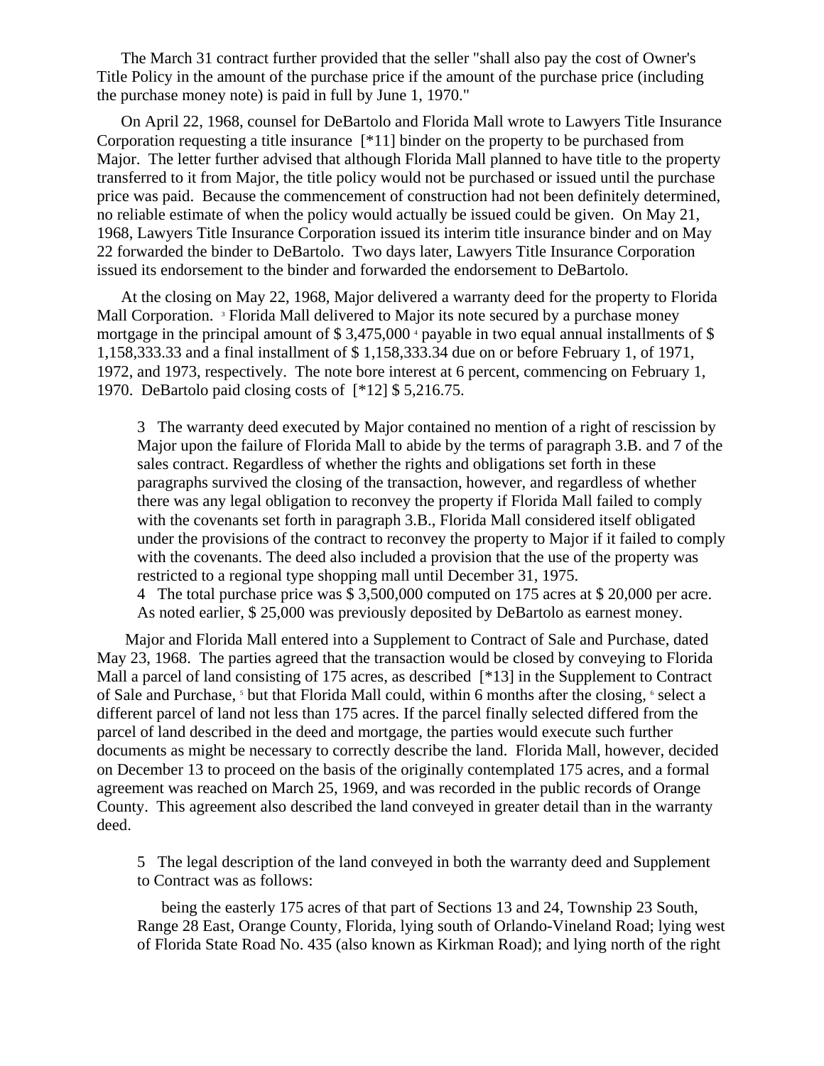The March 31 contract further provided that the seller "shall also pay the cost of Owner's Title Policy in the amount of the purchase price if the amount of the purchase price (including the purchase money note) is paid in full by June 1, 1970."

On April 22, 1968, counsel for DeBartolo and Florida Mall wrote to Lawyers Title Insurance Corporation requesting a title insurance [*11] binder on the property to be purchased from Major. The letter further advised that although Florida Mall planned to have title to the property transferred to it from Major, the title policy would not be purchased or issued until the purchase price was paid. Because the commencement of construction had not been definitely determined, no reliable estimate of when the policy would actually be issued could be given. On May 21, 1968, Lawyers Title Insurance Corporation issued its interim title insurance binder and on May 22 forwarded the binder to DeBartolo. Two days later, Lawyers Title Insurance Corporation issued its endorsement to the binder and forwarded the endorsement to DeBartolo.

At the closing on May 22, 1968, Major delivered a warranty deed for the property to Florida Mall Corporation. [3] Florida Mall delivered to Major its note secured by a purchase money mortgage in the principal amount of $ 3,475,000 [4] payable in two equal annual installments of $ 1,158,333.33 and a final installment of $ 1,158,333.34 due on or before February 1, of 1971, 1972, and 1973, respectively. The note bore interest at 6 percent, commencing on February 1, 1970. DeBartolo paid closing costs of [*12] $ 5,216.75.

> 3 The warranty deed executed by Major contained no mention of a right of rescission by Major upon the failure of Florida Mall to abide by the terms of paragraph 3.B. and 7 of the sales contract. Regardless of whether the rights and obligations set forth in these paragraphs survived the closing of the transaction, however, and regardless of whether there was any legal obligation to reconvey the property if Florida Mall failed to comply with the covenants set forth in paragraph 3.B., Florida Mall considered itself obligated under the provisions of the contract to reconvey the property to Major if it failed to comply with the covenants. The deed also included a provision that the use of the property was restricted to a regional type shopping mall until December 31, 1975.
>
> 4 The total purchase price was $ 3,500,000 computed on 175 acres at $ 20,000 per acre. As noted earlier, $ 25,000 was previously deposited by DeBartolo as earnest money.

Major and Florida Mall entered into a Supplement to Contract of Sale and Purchase, dated May 23, 1968. The parties agreed that the transaction would be closed by conveying to Florida Mall a parcel of land consisting of 175 acres, as described [*13] in the Supplement to Contract of Sale and Purchase, [5] but that Florida Mall could, within 6 months after the closing, [6] select a different parcel of land not less than 175 acres. If the parcel finally selected differed from the parcel of land described in the deed and mortgage, the parties would execute such further documents as might be necessary to correctly describe the land. Florida Mall, however, decided on December 13 to proceed on the basis of the originally contemplated 175 acres, and a formal agreement was reached on March 25, 1969, and was recorded in the public records of Orange County. This agreement also described the land conveyed in greater detail than in the warranty deed.

> 5 The legal description of the land conveyed in both the warranty deed and Supplement to Contract was as follows:
>
> being the easterly 175 acres of that part of Sections 13 and 24, Township 23 South, Range 28 East, Orange County, Florida, lying south of Orlando-Vineland Road; lying west of Florida State Road No. 435 (also known as Kirkman Road); and lying north of the right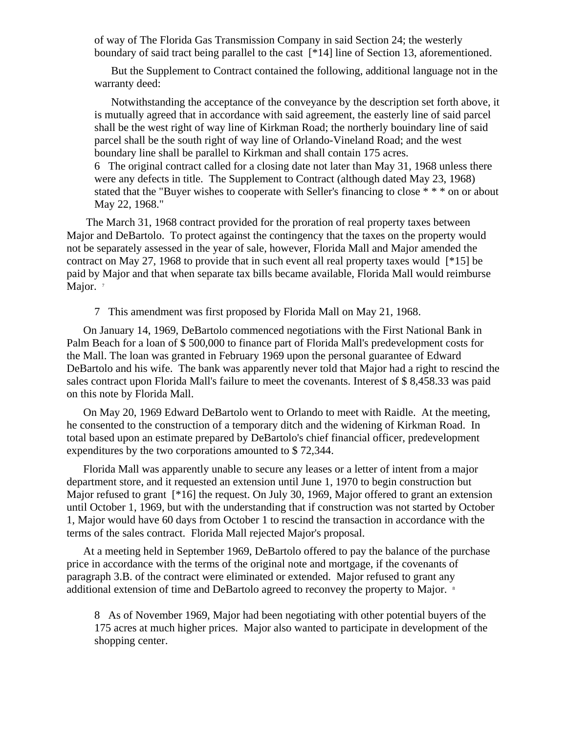of way of The Florida Gas Transmission Company in said Section 24; the westerly boundary of said tract being parallel to the cast [*14] line of Section 13, aforementioned.

> But the Supplement to Contract contained the following, additional language not in the warranty deed:
>
> Notwithstanding the acceptance of the conveyance by the description set forth above, it is mutually agreed that in accordance with said agreement, the easterly line of said parcel shall be the west right of way line of Kirkman Road; the northerly bouindary line of said parcel shall be the south right of way line of Orlando-Vineland Road; and the west boundary line shall be parallel to Kirkman and shall contain 175 acres.

6 The original contract called for a closing date not later than May 31, 1968 unless there were any defects in title. The Supplement to Contract (although dated May 23, 1968) stated that the "Buyer wishes to cooperate with Seller's financing to close * * * on or about May 22, 1968."

The March 31, 1968 contract provided for the proration of real property taxes between Major and DeBartolo. To protect against the contingency that the taxes on the property would not be separately assessed in the year of sale, however, Florida Mall and Major amended the contract on May 27, 1968 to provide that in such event all real property taxes would [*15] be paid by Major and that when separate tax bills became available, Florida Mall would reimburse Major. [7]

7 This amendment was first proposed by Florida Mall on May 21, 1968.

On January 14, 1969, DeBartolo commenced negotiations with the First National Bank in Palm Beach for a loan of $ 500,000 to finance part of Florida Mall's predevelopment costs for the Mall. The loan was granted in February 1969 upon the personal guarantee of Edward DeBartolo and his wife. The bank was apparently never told that Major had a right to rescind the sales contract upon Florida Mall's failure to meet the covenants. Interest of $ 8,458.33 was paid on this note by Florida Mall.

On May 20, 1969 Edward DeBartolo went to Orlando to meet with Raidle. At the meeting, he consented to the construction of a temporary ditch and the widening of Kirkman Road. In total based upon an estimate prepared by DeBartolo's chief financial officer, predevelopment expenditures by the two corporations amounted to $ 72,344.

Florida Mall was apparently unable to secure any leases or a letter of intent from a major department store, and it requested an extension until June 1, 1970 to begin construction but Major refused to grant [*16] the request. On July 30, 1969, Major offered to grant an extension until October 1, 1969, but with the understanding that if construction was not started by October 1, Major would have 60 days from October 1 to rescind the transaction in accordance with the terms of the sales contract. Florida Mall rejected Major's proposal.

At a meeting held in September 1969, DeBartolo offered to pay the balance of the purchase price in accordance with the terms of the original note and mortgage, if the covenants of paragraph 3.B. of the contract were eliminated or extended. Major refused to grant any additional extension of time and DeBartolo agreed to reconvey the property to Major. [8]

8 As of November 1969, Major had been negotiating with other potential buyers of the 175 acres at much higher prices. Major also wanted to participate in development of the shopping center.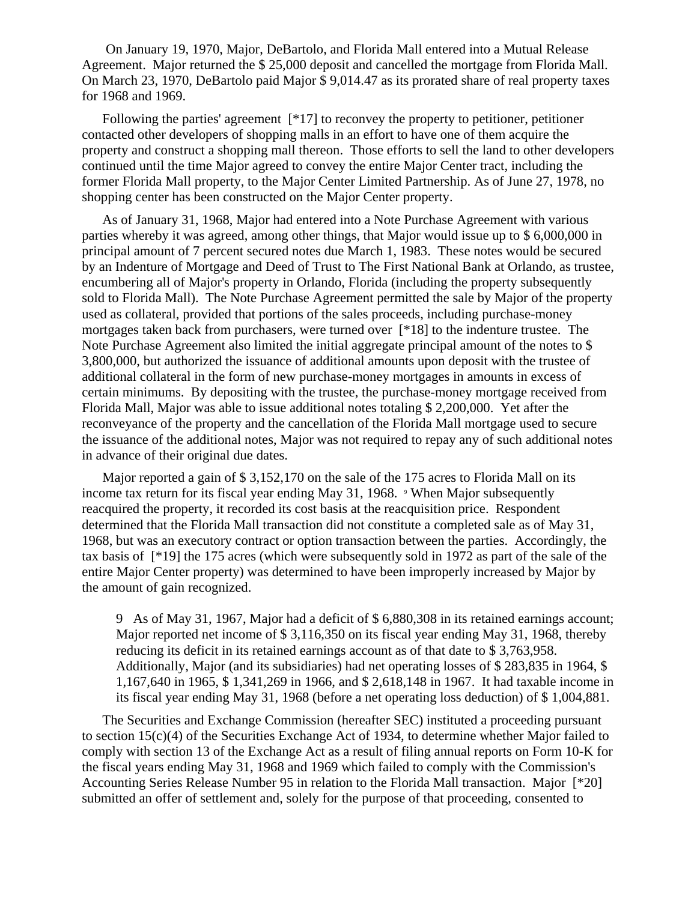On January 19, 1970, Major, DeBartolo, and Florida Mall entered into a Mutual Release Agreement. Major returned the $ 25,000 deposit and cancelled the mortgage from Florida Mall. On March 23, 1970, DeBartolo paid Major $ 9,014.47 as its prorated share of real property taxes for 1968 and 1969.

Following the parties' agreement [*17] to reconvey the property to petitioner, petitioner contacted other developers of shopping malls in an effort to have one of them acquire the property and construct a shopping mall thereon. Those efforts to sell the land to other developers continued until the time Major agreed to convey the entire Major Center tract, including the former Florida Mall property, to the Major Center Limited Partnership. As of June 27, 1978, no shopping center has been constructed on the Major Center property.

As of January 31, 1968, Major had entered into a Note Purchase Agreement with various parties whereby it was agreed, among other things, that Major would issue up to $ 6,000,000 in principal amount of 7 percent secured notes due March 1, 1983. These notes would be secured by an Indenture of Mortgage and Deed of Trust to The First National Bank at Orlando, as trustee, encumbering all of Major's property in Orlando, Florida (including the property subsequently sold to Florida Mall). The Note Purchase Agreement permitted the sale by Major of the property used as collateral, provided that portions of the sales proceeds, including purchase-money mortgages taken back from purchasers, were turned over [*18] to the indenture trustee. The Note Purchase Agreement also limited the initial aggregate principal amount of the notes to $ 3,800,000, but authorized the issuance of additional amounts upon deposit with the trustee of additional collateral in the form of new purchase-money mortgages in amounts in excess of certain minimums. By depositing with the trustee, the purchase-money mortgage received from Florida Mall, Major was able to issue additional notes totaling $ 2,200,000. Yet after the reconveyance of the property and the cancellation of the Florida Mall mortgage used to secure the issuance of the additional notes, Major was not required to repay any of such additional notes in advance of their original due dates.

Major reported a gain of $ 3,152,170 on the sale of the 175 acres to Florida Mall on its income tax return for its fiscal year ending May 31, 1968. [9] When Major subsequently reacquired the property, it recorded its cost basis at the reacquisition price. Respondent determined that the Florida Mall transaction did not constitute a completed sale as of May 31, 1968, but was an executory contract or option transaction between the parties. Accordingly, the tax basis of [*19] the 175 acres (which were subsequently sold in 1972 as part of the sale of the entire Major Center property) was determined to have been improperly increased by Major by the amount of gain recognized.

9 As of May 31, 1967, Major had a deficit of $ 6,880,308 in its retained earnings account; Major reported net income of $ 3,116,350 on its fiscal year ending May 31, 1968, thereby reducing its deficit in its retained earnings account as of that date to $ 3,763,958. Additionally, Major (and its subsidiaries) had net operating losses of $ 283,835 in 1964, $ 1,167,640 in 1965, $ 1,341,269 in 1966, and $ 2,618,148 in 1967. It had taxable income in its fiscal year ending May 31, 1968 (before a net operating loss deduction) of $ 1,004,881.

The Securities and Exchange Commission (hereafter SEC) instituted a proceeding pursuant to section 15(c)(4) of the Securities Exchange Act of 1934, to determine whether Major failed to comply with section 13 of the Exchange Act as a result of filing annual reports on Form 10-K for the fiscal years ending May 31, 1968 and 1969 which failed to comply with the Commission's Accounting Series Release Number 95 in relation to the Florida Mall transaction. Major [*20] submitted an offer of settlement and, solely for the purpose of that proceeding, consented to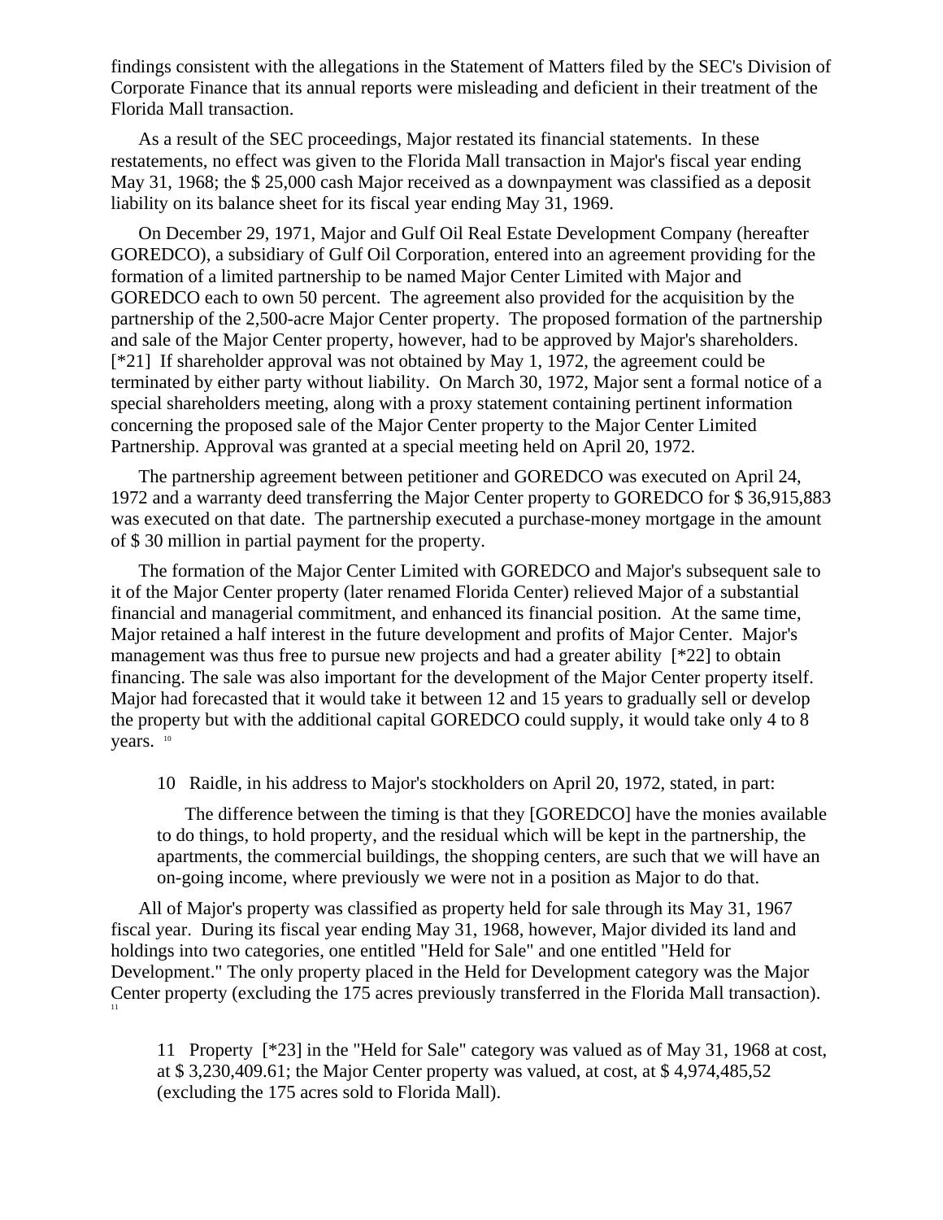findings consistent with the allegations in the Statement of Matters filed by the SEC's Division of Corporate Finance that its annual reports were misleading and deficient in their treatment of the Florida Mall transaction.

As a result of the SEC proceedings, Major restated its financial statements. In these restatements, no effect was given to the Florida Mall transaction in Major's fiscal year ending May 31, 1968; the $ 25,000 cash Major received as a downpayment was classified as a deposit liability on its balance sheet for its fiscal year ending May 31, 1969.

On December 29, 1971, Major and Gulf Oil Real Estate Development Company (hereafter GOREDCO), a subsidiary of Gulf Oil Corporation, entered into an agreement providing for the formation of a limited partnership to be named Major Center Limited with Major and GOREDCO each to own 50 percent. The agreement also provided for the acquisition by the partnership of the 2,500-acre Major Center property. The proposed formation of the partnership and sale of the Major Center property, however, had to be approved by Major's shareholders. [*21] If shareholder approval was not obtained by May 1, 1972, the agreement could be terminated by either party without liability. On March 30, 1972, Major sent a formal notice of a special shareholders meeting, along with a proxy statement containing pertinent information concerning the proposed sale of the Major Center property to the Major Center Limited Partnership. Approval was granted at a special meeting held on April 20, 1972.

The partnership agreement between petitioner and GOREDCO was executed on April 24, 1972 and a warranty deed transferring the Major Center property to GOREDCO for $ 36,915,883 was executed on that date. The partnership executed a purchase-money mortgage in the amount of $ 30 million in partial payment for the property.

The formation of the Major Center Limited with GOREDCO and Major's subsequent sale to it of the Major Center property (later renamed Florida Center) relieved Major of a substantial financial and managerial commitment, and enhanced its financial position. At the same time, Major retained a half interest in the future development and profits of Major Center. Major's management was thus free to pursue new projects and had a greater ability [*22] to obtain financing. The sale was also important for the development of the Major Center property itself. Major had forecasted that it would take it between 12 and 15 years to gradually sell or develop the property but with the additional capital GOREDCO could supply, it would take only 4 to 8 years. [10]

> 10 Raidle, in his address to Major's stockholders on April 20, 1972, stated, in part:
>
> The difference between the timing is that they [GOREDCO] have the monies available to do things, to hold property, and the residual which will be kept in the partnership, the apartments, the commercial buildings, the shopping centers, are such that we will have an on-going income, where previously we were not in a position as Major to do that.

All of Major's property was classified as property held for sale through its May 31, 1967 fiscal year. During its fiscal year ending May 31, 1968, however, Major divided its land and holdings into two categories, one entitled "Held for Sale" and one entitled "Held for Development." The only property placed in the Held for Development category was the Major Center property (excluding the 175 acres previously transferred in the Florida Mall transaction). [11]

> 11 Property [*23] in the "Held for Sale" category was valued as of May 31, 1968 at cost, at $ 3,230,409.61; the Major Center property was valued, at cost, at $ 4,974,485,52 (excluding the 175 acres sold to Florida Mall).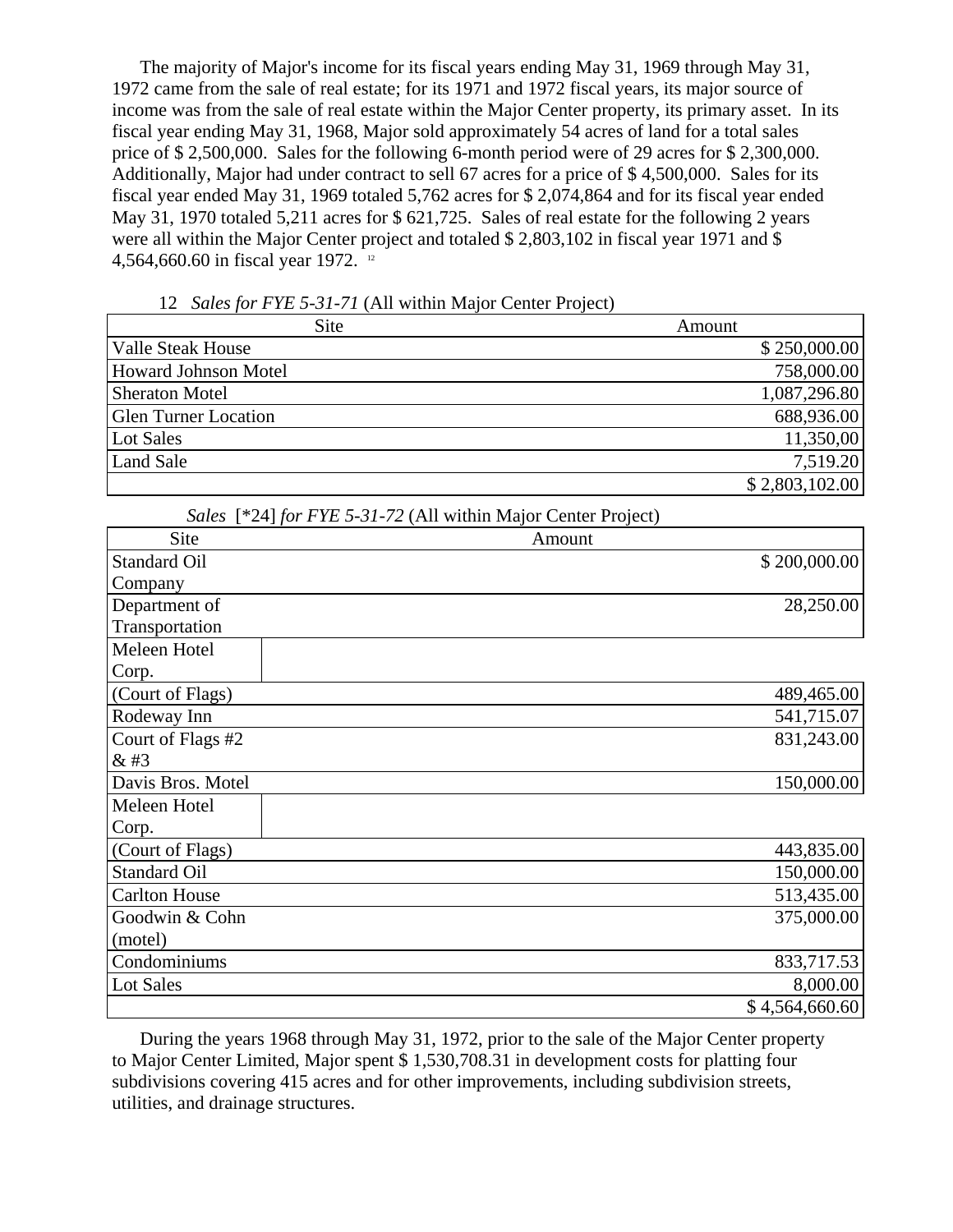The majority of Major's income for its fiscal years ending May 31, 1969 through May 31, 1972 came from the sale of real estate; for its 1971 and 1972 fiscal years, its major source of income was from the sale of real estate within the Major Center property, its primary asset. In its fiscal year ending May 31, 1968, Major sold approximately 54 acres of land for a total sales price of $ 2,500,000. Sales for the following 6-month period were of 29 acres for $ 2,300,000. Additionally, Major had under contract to sell 67 acres for a price of $ 4,500,000. Sales for its fiscal year ended May 31, 1969 totaled 5,762 acres for $ 2,074,864 and for its fiscal year ended May 31, 1970 totaled 5,211 acres for $ 621,725. Sales of real estate for the following 2 years were all within the Major Center project and totaled $ 2,803,102 in fiscal year 1971 and $ 4,564,660.60 in fiscal year 1972. [12]

12 *Sales for FYE 5-31-71* (All within Major Center Project)

| Site | Amount |
|---|---|
| Valle Steak House | $ 250,000.00 |
| Howard Johnson Motel | 758,000.00 |
| Sheraton Motel | 1,087,296.80 |
| Glen Turner Location | 688,936.00 |
| Lot Sales | 11,350,00 |
| Land Sale | 7,519.20 |
| | $ 2,803,102.00 |

*Sales* [*24] *for FYE 5-31-72* (All within Major Center Project)

| Site | Amount |
|---|---|
| Standard Oil Company | $ 200,000.00 |
| Department of Transportation | 28,250.00 |
| Meleen Hotel Corp. (Court of Flags) | 489,465.00 |
| Rodeway Inn | 541,715.07 |
| Court of Flags #2 & #3 | 831,243.00 |
| Davis Bros. Motel | 150,000.00 |
| Meleen Hotel Corp. (Court of Flags) | 443,835.00 |
| Standard Oil | 150,000.00 |
| Carlton House | 513,435.00 |
| Goodwin & Cohn (motel) | 375,000.00 |
| Condominiums | 833,717.53 |
| Lot Sales | 8,000.00 |
| | $ 4,564,660.60 |

During the years 1968 through May 31, 1972, prior to the sale of the Major Center property to Major Center Limited, Major spent $ 1,530,708.31 in development costs for platting four subdivisions covering 415 acres and for other improvements, including subdivision streets, utilities, and drainage structures.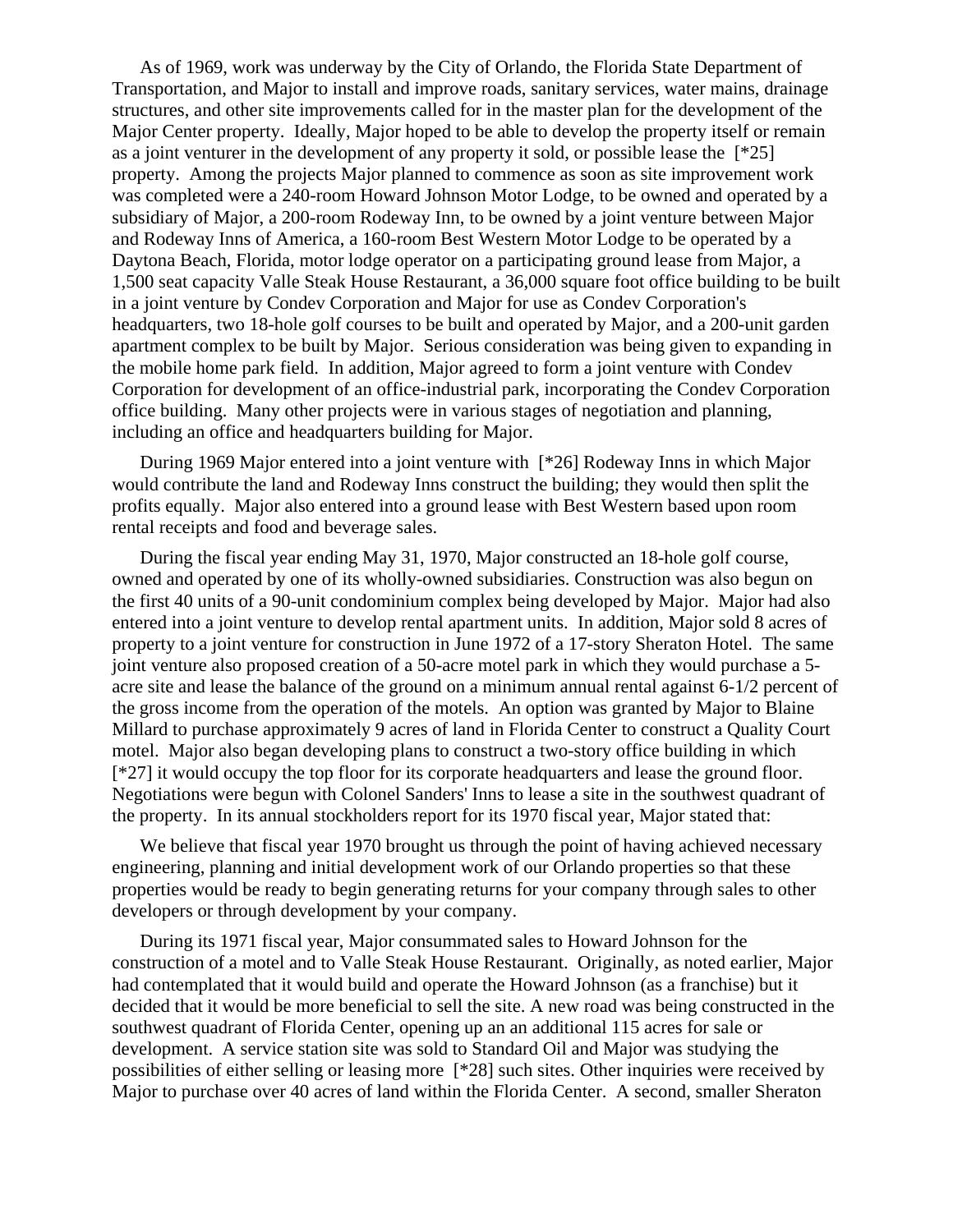As of 1969, work was underway by the City of Orlando, the Florida State Department of Transportation, and Major to install and improve roads, sanitary services, water mains, drainage structures, and other site improvements called for in the master plan for the development of the Major Center property. Ideally, Major hoped to be able to develop the property itself or remain as a joint venturer in the development of any property it sold, or possible lease the [*25] property. Among the projects Major planned to commence as soon as site improvement work was completed were a 240-room Howard Johnson Motor Lodge, to be owned and operated by a subsidiary of Major, a 200-room Rodeway Inn, to be owned by a joint venture between Major and Rodeway Inns of America, a 160-room Best Western Motor Lodge to be operated by a Daytona Beach, Florida, motor lodge operator on a participating ground lease from Major, a 1,500 seat capacity Valle Steak House Restaurant, a 36,000 square foot office building to be built in a joint venture by Condev Corporation and Major for use as Condev Corporation's headquarters, two 18-hole golf courses to be built and operated by Major, and a 200-unit garden apartment complex to be built by Major. Serious consideration was being given to expanding in the mobile home park field. In addition, Major agreed to form a joint venture with Condev Corporation for development of an office-industrial park, incorporating the Condev Corporation office building. Many other projects were in various stages of negotiation and planning, including an office and headquarters building for Major.

During 1969 Major entered into a joint venture with [*26] Rodeway Inns in which Major would contribute the land and Rodeway Inns construct the building; they would then split the profits equally. Major also entered into a ground lease with Best Western based upon room rental receipts and food and beverage sales.

During the fiscal year ending May 31, 1970, Major constructed an 18-hole golf course, owned and operated by one of its wholly-owned subsidiaries. Construction was also begun on the first 40 units of a 90-unit condominium complex being developed by Major. Major had also entered into a joint venture to develop rental apartment units. In addition, Major sold 8 acres of property to a joint venture for construction in June 1972 of a 17-story Sheraton Hotel. The same joint venture also proposed creation of a 50-acre motel park in which they would purchase a 5-acre site and lease the balance of the ground on a minimum annual rental against 6-1/2 percent of the gross income from the operation of the motels. An option was granted by Major to Blaine Millard to purchase approximately 9 acres of land in Florida Center to construct a Quality Court motel. Major also began developing plans to construct a two-story office building in which [*27] it would occupy the top floor for its corporate headquarters and lease the ground floor. Negotiations were begun with Colonel Sanders' Inns to lease a site in the southwest quadrant of the property. In its annual stockholders report for its 1970 fiscal year, Major stated that:

We believe that fiscal year 1970 brought us through the point of having achieved necessary engineering, planning and initial development work of our Orlando properties so that these properties would be ready to begin generating returns for your company through sales to other developers or through development by your company.

During its 1971 fiscal year, Major consummated sales to Howard Johnson for the construction of a motel and to Valle Steak House Restaurant. Originally, as noted earlier, Major had contemplated that it would build and operate the Howard Johnson (as a franchise) but it decided that it would be more beneficial to sell the site. A new road was being constructed in the southwest quadrant of Florida Center, opening up an an additional 115 acres for sale or development. A service station site was sold to Standard Oil and Major was studying the possibilities of either selling or leasing more [*28] such sites. Other inquiries were received by Major to purchase over 40 acres of land within the Florida Center. A second, smaller Sheraton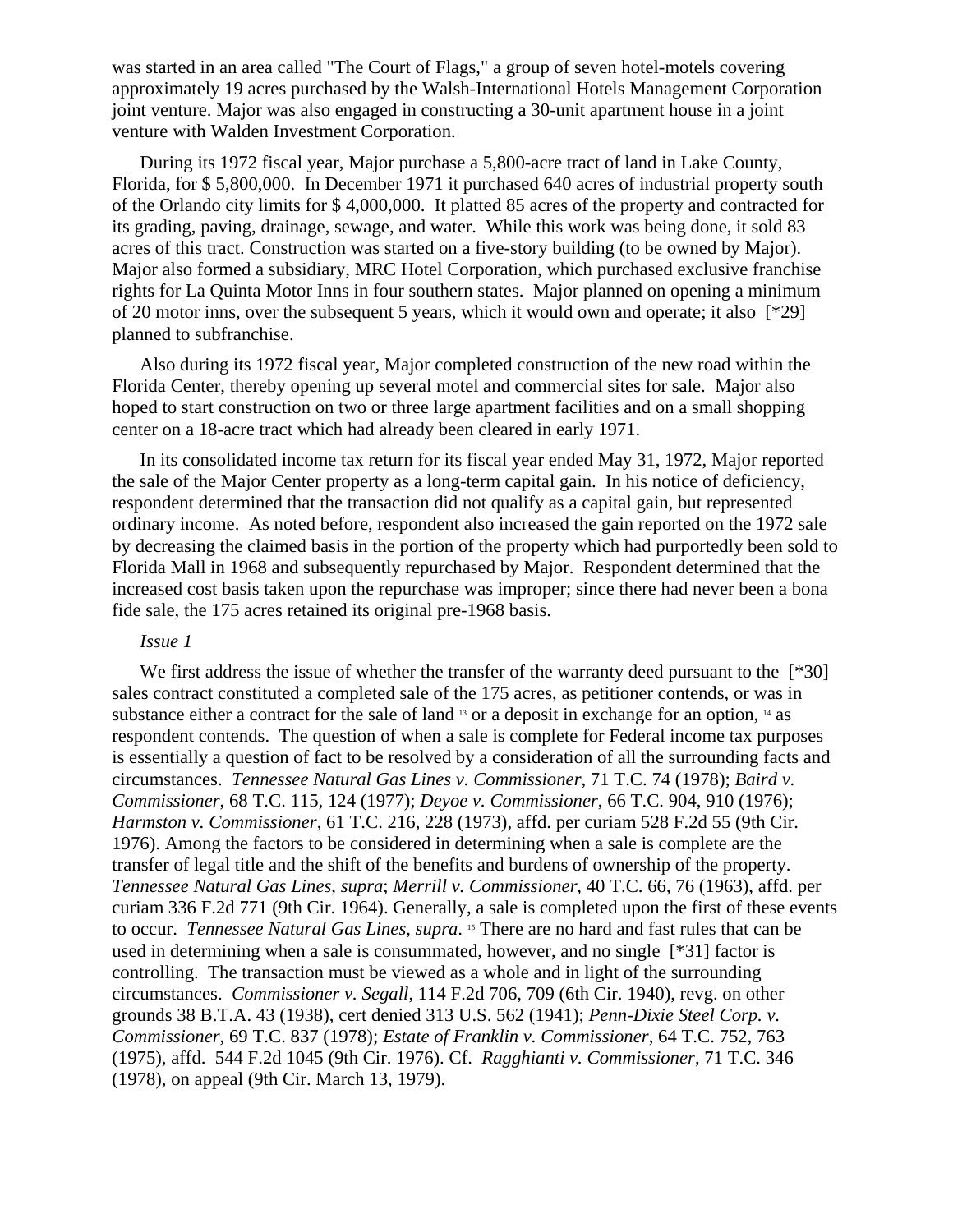was started in an area called "The Court of Flags," a group of seven hotel-motels covering approximately 19 acres purchased by the Walsh-International Hotels Management Corporation joint venture. Major was also engaged in constructing a 30-unit apartment house in a joint venture with Walden Investment Corporation.

During its 1972 fiscal year, Major purchase a 5,800-acre tract of land in Lake County, Florida, for $ 5,800,000. In December 1971 it purchased 640 acres of industrial property south of the Orlando city limits for $ 4,000,000. It platted 85 acres of the property and contracted for its grading, paving, drainage, sewage, and water. While this work was being done, it sold 83 acres of this tract. Construction was started on a five-story building (to be owned by Major). Major also formed a subsidiary, MRC Hotel Corporation, which purchased exclusive franchise rights for La Quinta Motor Inns in four southern states. Major planned on opening a minimum of 20 motor inns, over the subsequent 5 years, which it would own and operate; it also [*29] planned to subfranchise.

Also during its 1972 fiscal year, Major completed construction of the new road within the Florida Center, thereby opening up several motel and commercial sites for sale. Major also hoped to start construction on two or three large apartment facilities and on a small shopping center on a 18-acre tract which had already been cleared in early 1971.

In its consolidated income tax return for its fiscal year ended May 31, 1972, Major reported the sale of the Major Center property as a long-term capital gain. In his notice of deficiency, respondent determined that the transaction did not qualify as a capital gain, but represented ordinary income. As noted before, respondent also increased the gain reported on the 1972 sale by decreasing the claimed basis in the portion of the property which had purportedly been sold to Florida Mall in 1968 and subsequently repurchased by Major. Respondent determined that the increased cost basis taken upon the repurchase was improper; since there had never been a bona fide sale, the 175 acres retained its original pre-1968 basis.

*Issue 1*

We first address the issue of whether the transfer of the warranty deed pursuant to the [*30] sales contract constituted a completed sale of the 175 acres, as petitioner contends, or was in substance either a contract for the sale of land [13] or a deposit in exchange for an option, [14] as respondent contends. The question of when a sale is complete for Federal income tax purposes is essentially a question of fact to be resolved by a consideration of all the surrounding facts and circumstances. *Tennessee Natural Gas Lines v. Commissioner*, 71 T.C. 74 (1978); *Baird v. Commissioner*, 68 T.C. 115, 124 (1977); *Deyoe v. Commissioner*, 66 T.C. 904, 910 (1976); *Harmston v. Commissioner*, 61 T.C. 216, 228 (1973), affd. per curiam 528 F.2d 55 (9th Cir. 1976). Among the factors to be considered in determining when a sale is complete are the transfer of legal title and the shift of the benefits and burdens of ownership of the property. *Tennessee Natural Gas Lines, supra*; *Merrill v. Commissioner*, 40 T.C. 66, 76 (1963), affd. per curiam 336 F.2d 771 (9th Cir. 1964). Generally, a sale is completed upon the first of these events to occur. *Tennessee Natural Gas Lines, supra*. [15] There are no hard and fast rules that can be used in determining when a sale is consummated, however, and no single [*31] factor is controlling. The transaction must be viewed as a whole and in light of the surrounding circumstances. *Commissioner v. Segall*, 114 F.2d 706, 709 (6th Cir. 1940), revg. on other grounds 38 B.T.A. 43 (1938), cert denied 313 U.S. 562 (1941); *Penn-Dixie Steel Corp. v. Commissioner*, 69 T.C. 837 (1978); *Estate of Franklin v. Commissioner*, 64 T.C. 752, 763 (1975), affd. 544 F.2d 1045 (9th Cir. 1976). Cf. *Ragghianti v. Commissioner*, 71 T.C. 346 (1978), on appeal (9th Cir. March 13, 1979).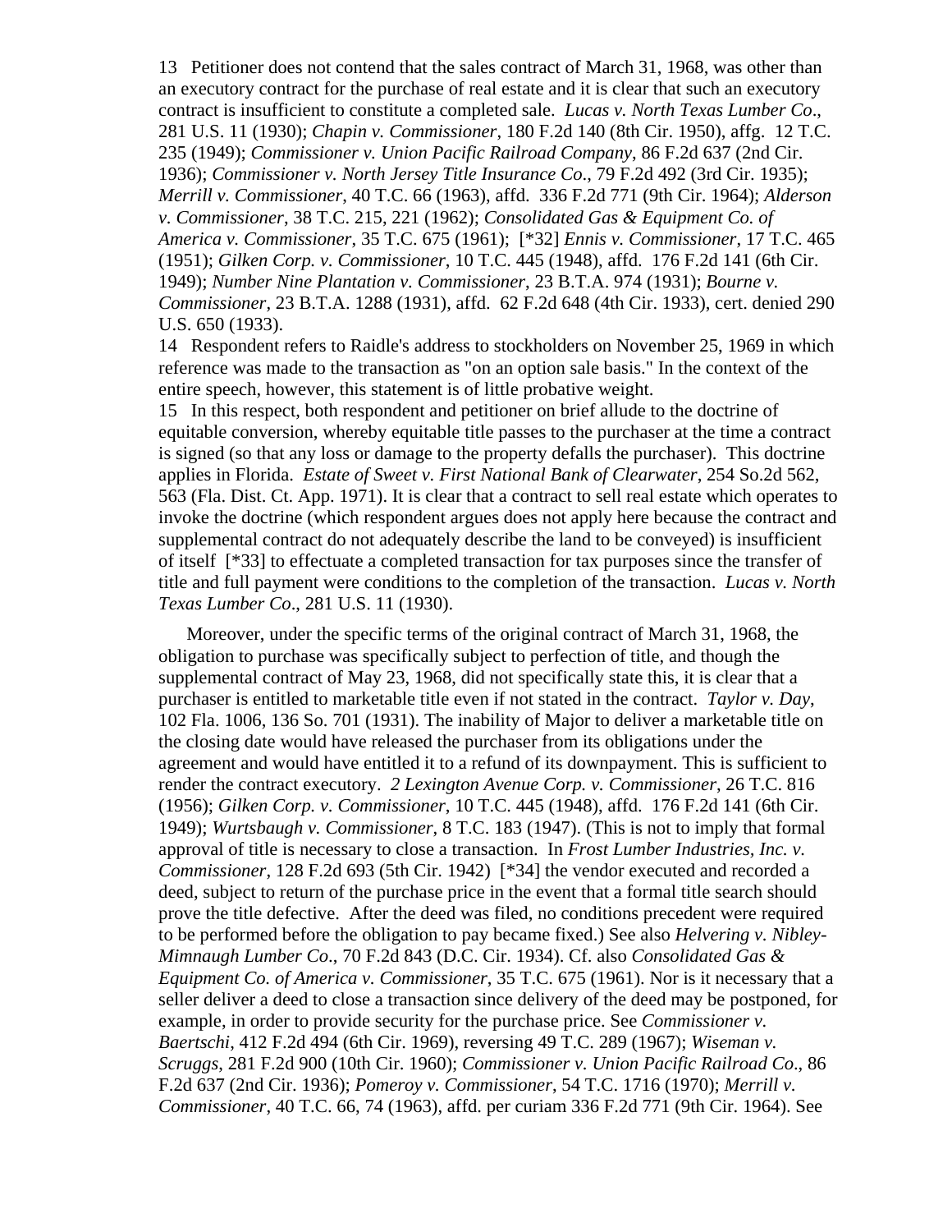13 Petitioner does not contend that the sales contract of March 31, 1968, was other than an executory contract for the purchase of real estate and it is clear that such an executory contract is insufficient to constitute a completed sale. *Lucas v. North Texas Lumber Co*., 281 U.S. 11 (1930); *Chapin v. Commissioner*, 180 F.2d 140 (8th Cir. 1950), affg. 12 T.C. 235 (1949); *Commissioner v. Union Pacific Railroad Company*, 86 F.2d 637 (2nd Cir. 1936); *Commissioner v. North Jersey Title Insurance Co*., 79 F.2d 492 (3rd Cir. 1935); *Merrill v. Commissioner*, 40 T.C. 66 (1963), affd. 336 F.2d 771 (9th Cir. 1964); *Alderson v. Commissioner*, 38 T.C. 215, 221 (1962); *Consolidated Gas & Equipment Co. of America v. Commissioner*, 35 T.C. 675 (1961); [*32] *Ennis v. Commissioner*, 17 T.C. 465 (1951); *Gilken Corp. v. Commissioner*, 10 T.C. 445 (1948), affd. 176 F.2d 141 (6th Cir. 1949); *Number Nine Plantation v. Commissioner*, 23 B.T.A. 974 (1931); *Bourne v. Commissioner*, 23 B.T.A. 1288 (1931), affd. 62 F.2d 648 (4th Cir. 1933), cert. denied 290 U.S. 650 (1933).

14 Respondent refers to Raidle's address to stockholders on November 25, 1969 in which reference was made to the transaction as "on an option sale basis." In the context of the entire speech, however, this statement is of little probative weight.

15 In this respect, both respondent and petitioner on brief allude to the doctrine of equitable conversion, whereby equitable title passes to the purchaser at the time a contract is signed (so that any loss or damage to the property defalls the purchaser). This doctrine applies in Florida. *Estate of Sweet v. First National Bank of Clearwater*, 254 So.2d 562, 563 (Fla. Dist. Ct. App. 1971). It is clear that a contract to sell real estate which operates to invoke the doctrine (which respondent argues does not apply here because the contract and supplemental contract do not adequately describe the land to be conveyed) is insufficient of itself [*33] to effectuate a completed transaction for tax purposes since the transfer of title and full payment were conditions to the completion of the transaction. *Lucas v. North Texas Lumber Co*., 281 U.S. 11 (1930).

Moreover, under the specific terms of the original contract of March 31, 1968, the obligation to purchase was specifically subject to perfection of title, and though the supplemental contract of May 23, 1968, did not specifically state this, it is clear that a purchaser is entitled to marketable title even if not stated in the contract. *Taylor v. Day*, 102 Fla. 1006, 136 So. 701 (1931). The inability of Major to deliver a marketable title on the closing date would have released the purchaser from its obligations under the agreement and would have entitled it to a refund of its downpayment. This is sufficient to render the contract executory. *2 Lexington Avenue Corp. v. Commissioner*, 26 T.C. 816 (1956); *Gilken Corp. v. Commissioner*, 10 T.C. 445 (1948), affd. 176 F.2d 141 (6th Cir. 1949); *Wurtsbaugh v. Commissioner*, 8 T.C. 183 (1947). (This is not to imply that formal approval of title is necessary to close a transaction. In *Frost Lumber Industries, Inc. v. Commissioner*, 128 F.2d 693 (5th Cir. 1942) [*34] the vendor executed and recorded a deed, subject to return of the purchase price in the event that a formal title search should prove the title defective. After the deed was filed, no conditions precedent were required to be performed before the obligation to pay became fixed.) See also *Helvering v. Nibley-Mimnaugh Lumber Co*., 70 F.2d 843 (D.C. Cir. 1934). Cf. also *Consolidated Gas & Equipment Co. of America v. Commissioner*, 35 T.C. 675 (1961). Nor is it necessary that a seller deliver a deed to close a transaction since delivery of the deed may be postponed, for example, in order to provide security for the purchase price. See *Commissioner v. Baertschi*, 412 F.2d 494 (6th Cir. 1969), reversing 49 T.C. 289 (1967); *Wiseman v. Scruggs*, 281 F.2d 900 (10th Cir. 1960); *Commissioner v. Union Pacific Railroad Co*., 86 F.2d 637 (2nd Cir. 1936); *Pomeroy v. Commissioner*, 54 T.C. 1716 (1970); *Merrill v. Commissioner*, 40 T.C. 66, 74 (1963), affd. per curiam 336 F.2d 771 (9th Cir. 1964). See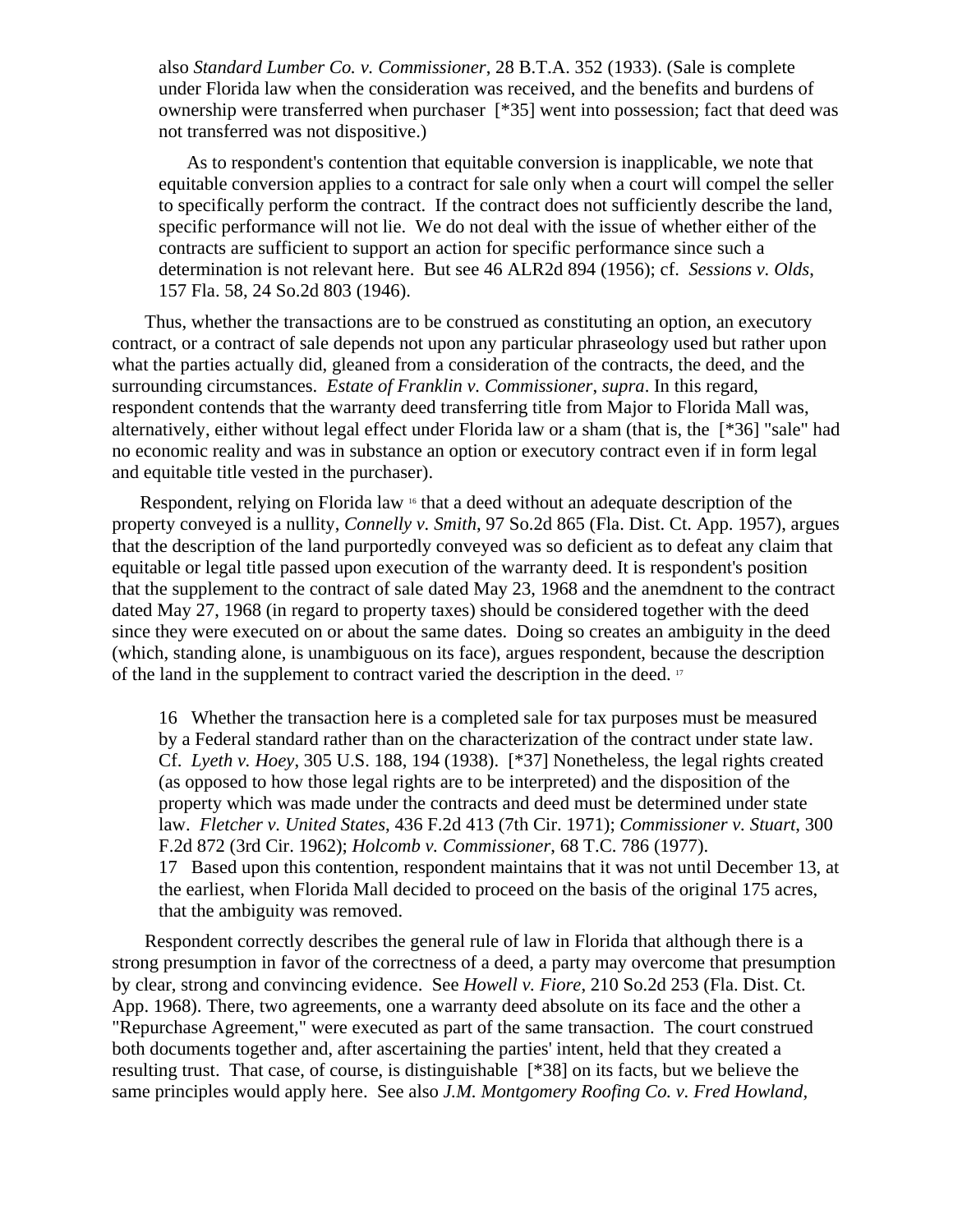also *Standard Lumber Co. v. Commissioner*, 28 B.T.A. 352 (1933). (Sale is complete under Florida law when the consideration was received, and the benefits and burdens of ownership were transferred when purchaser [*35] went into possession; fact that deed was not transferred was not dispositive.)

As to respondent's contention that equitable conversion is inapplicable, we note that equitable conversion applies to a contract for sale only when a court will compel the seller to specifically perform the contract. If the contract does not sufficiently describe the land, specific performance will not lie. We do not deal with the issue of whether either of the contracts are sufficient to support an action for specific performance since such a determination is not relevant here. But see 46 ALR2d 894 (1956); cf. *Sessions v. Olds*, 157 Fla. 58, 24 So.2d 803 (1946).

Thus, whether the transactions are to be construed as constituting an option, an executory contract, or a contract of sale depends not upon any particular phraseology used but rather upon what the parties actually did, gleaned from a consideration of the contracts, the deed, and the surrounding circumstances. *Estate of Franklin v. Commissioner, supra*. In this regard, respondent contends that the warranty deed transferring title from Major to Florida Mall was, alternatively, either without legal effect under Florida law or a sham (that is, the [*36] "sale" had no economic reality and was in substance an option or executory contract even if in form legal and equitable title vested in the purchaser).

Respondent, relying on Florida law [16] that a deed without an adequate description of the property conveyed is a nullity, *Connelly v. Smith*, 97 So.2d 865 (Fla. Dist. Ct. App. 1957), argues that the description of the land purportedly conveyed was so deficient as to defeat any claim that equitable or legal title passed upon execution of the warranty deed. It is respondent's position that the supplement to the contract of sale dated May 23, 1968 and the anemdnent to the contract dated May 27, 1968 (in regard to property taxes) should be considered together with the deed since they were executed on or about the same dates. Doing so creates an ambiguity in the deed (which, standing alone, is unambiguous on its face), argues respondent, because the description of the land in the supplement to contract varied the description in the deed. [17]

16 Whether the transaction here is a completed sale for tax purposes must be measured by a Federal standard rather than on the characterization of the contract under state law. Cf. *Lyeth v. Hoey*, 305 U.S. 188, 194 (1938). [*37] Nonetheless, the legal rights created (as opposed to how those legal rights are to be interpreted) and the disposition of the property which was made under the contracts and deed must be determined under state law. *Fletcher v. United States*, 436 F.2d 413 (7th Cir. 1971); *Commissioner v. Stuart*, 300 F.2d 872 (3rd Cir. 1962); *Holcomb v. Commissioner*, 68 T.C. 786 (1977).

17 Based upon this contention, respondent maintains that it was not until December 13, at the earliest, when Florida Mall decided to proceed on the basis of the original 175 acres, that the ambiguity was removed.

Respondent correctly describes the general rule of law in Florida that although there is a strong presumption in favor of the correctness of a deed, a party may overcome that presumption by clear, strong and convincing evidence. See *Howell v. Fiore*, 210 So.2d 253 (Fla. Dist. Ct. App. 1968). There, two agreements, one a warranty deed absolute on its face and the other a "Repurchase Agreement," were executed as part of the same transaction. The court construed both documents together and, after ascertaining the parties' intent, held that they created a resulting trust. That case, of course, is distinguishable [*38] on its facts, but we believe the same principles would apply here. See also *J.M. Montgomery Roofing Co. v. Fred Howland,*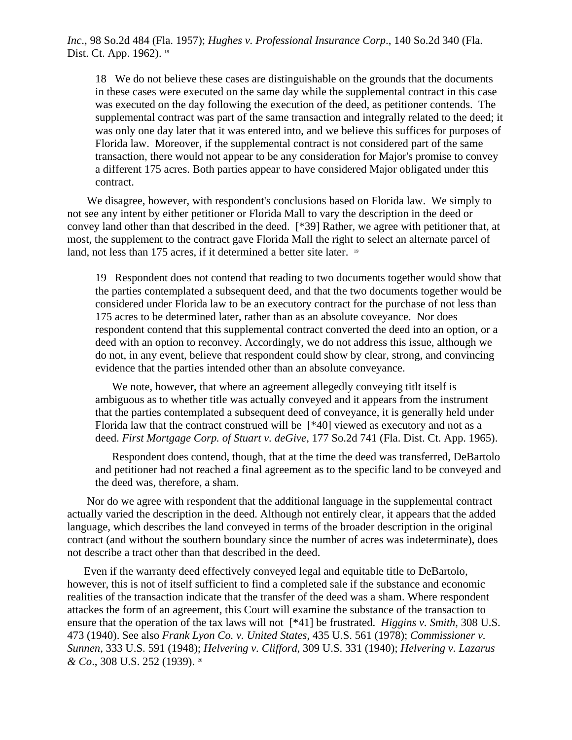*Inc*., 98 So.2d 484 (Fla. 1957); *Hughes v. Professional Insurance Corp*., 140 So.2d 340 (Fla. Dist. Ct. App. 1962). [18]

> 18 We do not believe these cases are distinguishable on the grounds that the documents in these cases were executed on the same day while the supplemental contract in this case was executed on the day following the execution of the deed, as petitioner contends. The supplemental contract was part of the same transaction and integrally related to the deed; it was only one day later that it was entered into, and we believe this suffices for purposes of Florida law. Moreover, if the supplemental contract is not considered part of the same transaction, there would not appear to be any consideration for Major's promise to convey a different 175 acres. Both parties appear to have considered Major obligated under this contract.

We disagree, however, with respondent's conclusions based on Florida law. We simply to not see any intent by either petitioner or Florida Mall to vary the description in the deed or convey land other than that described in the deed. [*39] Rather, we agree with petitioner that, at most, the supplement to the contract gave Florida Mall the right to select an alternate parcel of land, not less than 175 acres, if it determined a better site later. [19]

> 19 Respondent does not contend that reading to two documents together would show that the parties contemplated a subsequent deed, and that the two documents together would be considered under Florida law to be an executory contract for the purchase of not less than 175 acres to be determined later, rather than as an absolute coveyance. Nor does respondent contend that this supplemental contract converted the deed into an option, or a deed with an option to reconvey. Accordingly, we do not address this issue, although we do not, in any event, believe that respondent could show by clear, strong, and convincing evidence that the parties intended other than an absolute conveyance.
>
> We note, however, that where an agreement allegedly conveying titlt itself is ambiguous as to whether title was actually conveyed and it appears from the instrument that the parties contemplated a subsequent deed of conveyance, it is generally held under Florida law that the contract construed will be [*40] viewed as executory and not as a deed. *First Mortgage Corp. of Stuart v. deGive*, 177 So.2d 741 (Fla. Dist. Ct. App. 1965).
>
> Respondent does contend, though, that at the time the deed was transferred, DeBartolo and petitioner had not reached a final agreement as to the specific land to be conveyed and the deed was, therefore, a sham.

Nor do we agree with respondent that the additional language in the supplemental contract actually varied the description in the deed. Although not entirely clear, it appears that the added language, which describes the land conveyed in terms of the broader description in the original contract (and without the southern boundary since the number of acres was indeterminate), does not describe a tract other than that described in the deed.

Even if the warranty deed effectively conveyed legal and equitable title to DeBartolo, however, this is not of itself sufficient to find a completed sale if the substance and economic realities of the transaction indicate that the transfer of the deed was a sham. Where respondent attackes the form of an agreement, this Court will examine the substance of the transaction to ensure that the operation of the tax laws will not [*41] be frustrated. *Higgins v. Smith*, 308 U.S. 473 (1940). See also *Frank Lyon Co. v. United States*, 435 U.S. 561 (1978); *Commissioner v. Sunnen*, 333 U.S. 591 (1948); *Helvering v. Clifford*, 309 U.S. 331 (1940); *Helvering v. Lazarus & Co*., 308 U.S. 252 (1939). [20]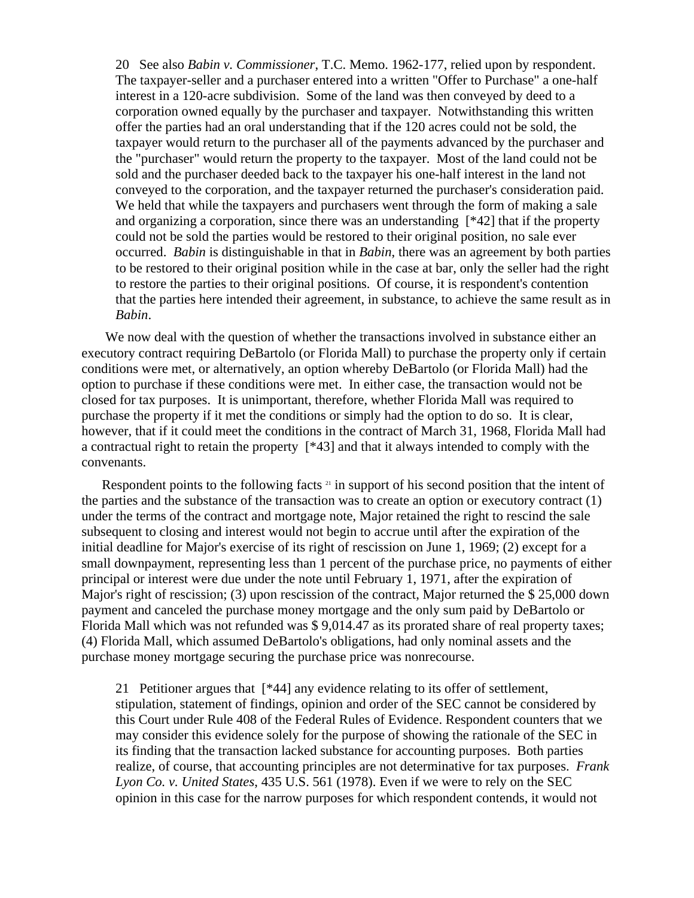20 See also *Babin v. Commissioner*, T.C. Memo. 1962-177, relied upon by respondent. The taxpayer-seller and a purchaser entered into a written "Offer to Purchase" a one-half interest in a 120-acre subdivision. Some of the land was then conveyed by deed to a corporation owned equally by the purchaser and taxpayer. Notwithstanding this written offer the parties had an oral understanding that if the 120 acres could not be sold, the taxpayer would return to the purchaser all of the payments advanced by the purchaser and the "purchaser" would return the property to the taxpayer. Most of the land could not be sold and the purchaser deeded back to the taxpayer his one-half interest in the land not conveyed to the corporation, and the taxpayer returned the purchaser's consideration paid. We held that while the taxpayers and purchasers went through the form of making a sale and organizing a corporation, since there was an understanding [*42] that if the property could not be sold the parties would be restored to their original position, no sale ever occurred. *Babin* is distinguishable in that in *Babin*, there was an agreement by both parties to be restored to their original position while in the case at bar, only the seller had the right to restore the parties to their original positions. Of course, it is respondent's contention that the parties here intended their agreement, in substance, to achieve the same result as in *Babin*.

We now deal with the question of whether the transactions involved in substance either an executory contract requiring DeBartolo (or Florida Mall) to purchase the property only if certain conditions were met, or alternatively, an option whereby DeBartolo (or Florida Mall) had the option to purchase if these conditions were met. In either case, the transaction would not be closed for tax purposes. It is unimportant, therefore, whether Florida Mall was required to purchase the property if it met the conditions or simply had the option to do so. It is clear, however, that if it could meet the conditions in the contract of March 31, 1968, Florida Mall had a contractual right to retain the property [*43] and that it always intended to comply with the convenants.

Respondent points to the following facts [21] in support of his second position that the intent of the parties and the substance of the transaction was to create an option or executory contract (1) under the terms of the contract and mortgage note, Major retained the right to rescind the sale subsequent to closing and interest would not begin to accrue until after the expiration of the initial deadline for Major's exercise of its right of rescission on June 1, 1969; (2) except for a small downpayment, representing less than 1 percent of the purchase price, no payments of either principal or interest were due under the note until February 1, 1971, after the expiration of Major's right of rescission; (3) upon rescission of the contract, Major returned the $ 25,000 down payment and canceled the purchase money mortgage and the only sum paid by DeBartolo or Florida Mall which was not refunded was $ 9,014.47 as its prorated share of real property taxes; (4) Florida Mall, which assumed DeBartolo's obligations, had only nominal assets and the purchase money mortgage securing the purchase price was nonrecourse.

21 Petitioner argues that [*44] any evidence relating to its offer of settlement, stipulation, statement of findings, opinion and order of the SEC cannot be considered by this Court under Rule 408 of the Federal Rules of Evidence. Respondent counters that we may consider this evidence solely for the purpose of showing the rationale of the SEC in its finding that the transaction lacked substance for accounting purposes. Both parties realize, of course, that accounting principles are not determinative for tax purposes. *Frank Lyon Co. v. United States*, 435 U.S. 561 (1978). Even if we were to rely on the SEC opinion in this case for the narrow purposes for which respondent contends, it would not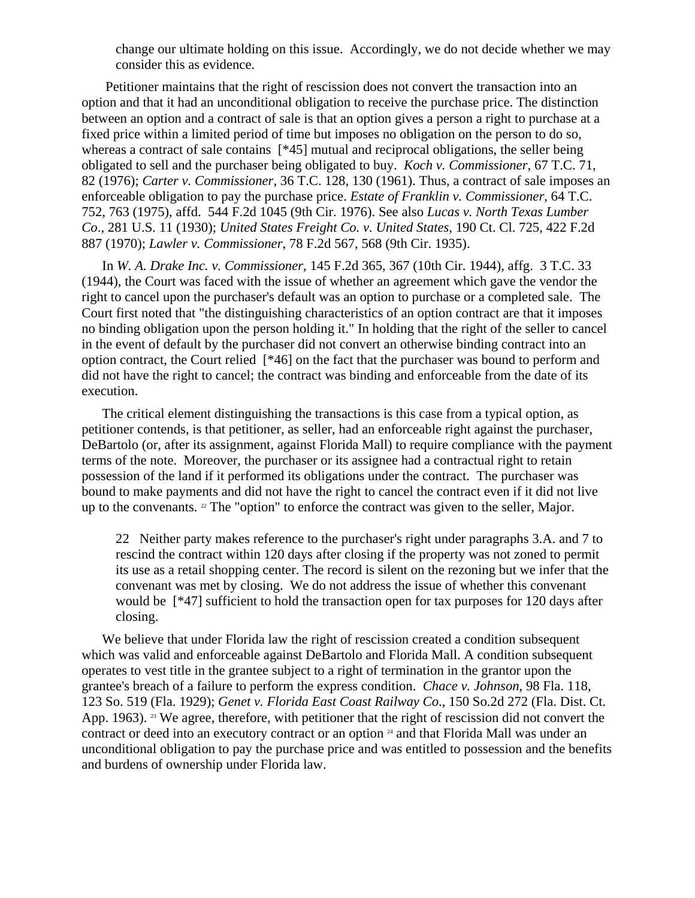change our ultimate holding on this issue. Accordingly, we do not decide whether we may consider this as evidence.

Petitioner maintains that the right of rescission does not convert the transaction into an option and that it had an unconditional obligation to receive the purchase price. The distinction between an option and a contract of sale is that an option gives a person a right to purchase at a fixed price within a limited period of time but imposes no obligation on the person to do so, whereas a contract of sale contains [*45] mutual and reciprocal obligations, the seller being obligated to sell and the purchaser being obligated to buy. *Koch v. Commissioner*, 67 T.C. 71, 82 (1976); *Carter v. Commissioner*, 36 T.C. 128, 130 (1961). Thus, a contract of sale imposes an enforceable obligation to pay the purchase price. *Estate of Franklin v. Commissioner*, 64 T.C. 752, 763 (1975), affd. 544 F.2d 1045 (9th Cir. 1976). See also *Lucas v. North Texas Lumber Co*., 281 U.S. 11 (1930); *United States Freight Co. v. United States*, 190 Ct. Cl. 725, 422 F.2d 887 (1970); *Lawler v. Commissioner*, 78 F.2d 567, 568 (9th Cir. 1935).

In *W. A. Drake Inc. v. Commissioner*, 145 F.2d 365, 367 (10th Cir. 1944), affg. 3 T.C. 33 (1944), the Court was faced with the issue of whether an agreement which gave the vendor the right to cancel upon the purchaser's default was an option to purchase or a completed sale. The Court first noted that "the distinguishing characteristics of an option contract are that it imposes no binding obligation upon the person holding it." In holding that the right of the seller to cancel in the event of default by the purchaser did not convert an otherwise binding contract into an option contract, the Court relied [*46] on the fact that the purchaser was bound to perform and did not have the right to cancel; the contract was binding and enforceable from the date of its execution.

The critical element distinguishing the transactions is this case from a typical option, as petitioner contends, is that petitioner, as seller, had an enforceable right against the purchaser, DeBartolo (or, after its assignment, against Florida Mall) to require compliance with the payment terms of the note. Moreover, the purchaser or its assignee had a contractual right to retain possession of the land if it performed its obligations under the contract. The purchaser was bound to make payments and did not have the right to cancel the contract even if it did not live up to the convenants. [22] The "option" to enforce the contract was given to the seller, Major.

> 22 Neither party makes reference to the purchaser's right under paragraphs 3.A. and 7 to rescind the contract within 120 days after closing if the property was not zoned to permit its use as a retail shopping center. The record is silent on the rezoning but we infer that the convenant was met by closing. We do not address the issue of whether this convenant would be [*47] sufficient to hold the transaction open for tax purposes for 120 days after closing.

We believe that under Florida law the right of rescission created a condition subsequent which was valid and enforceable against DeBartolo and Florida Mall. A condition subsequent operates to vest title in the grantee subject to a right of termination in the grantor upon the grantee's breach of a failure to perform the express condition. *Chace v. Johnson*, 98 Fla. 118, 123 So. 519 (Fla. 1929); *Genet v. Florida East Coast Railway Co*., 150 So.2d 272 (Fla. Dist. Ct. App. 1963). [23] We agree, therefore, with petitioner that the right of rescission did not convert the contract or deed into an executory contract or an option [24] and that Florida Mall was under an unconditional obligation to pay the purchase price and was entitled to possession and the benefits and burdens of ownership under Florida law.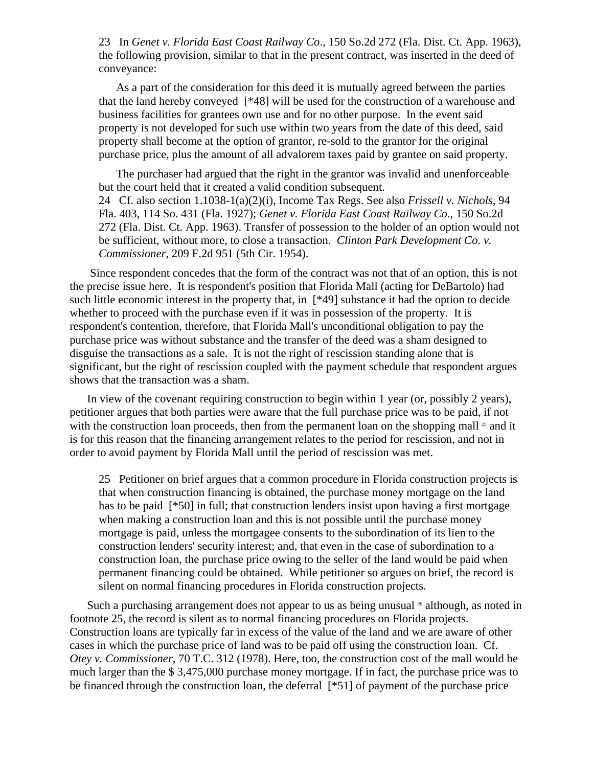23 In *Genet v. Florida East Coast Railway Co*., 150 So.2d 272 (Fla. Dist. Ct. App. 1963), the following provision, similar to that in the present contract, was inserted in the deed of conveyance:

> As a part of the consideration for this deed it is mutually agreed between the parties that the land hereby conveyed [*48] will be used for the construction of a warehouse and business facilities for grantees own use and for no other purpose. In the event said property is not developed for such use within two years from the date of this deed, said property shall become at the option of grantor, re-sold to the grantor for the original purchase price, plus the amount of all advalorem taxes paid by grantee on said property.

The purchaser had argued that the right in the grantor was invalid and unenforceable but the court held that it created a valid condition subsequent.

24 Cf. also section 1.1038-1(a)(2)(i), Income Tax Regs. See also *Frissell v. Nichols*, 94 Fla. 403, 114 So. 431 (Fla. 1927); *Genet v. Florida East Coast Railway Co*., 150 So.2d 272 (Fla. Dist. Ct. App. 1963). Transfer of possession to the holder of an option would not be sufficient, without more, to close a transaction. *Clinton Park Development Co. v. Commissioner*, 209 F.2d 951 (5th Cir. 1954).

Since respondent concedes that the form of the contract was not that of an option, this is not the precise issue here. It is respondent's position that Florida Mall (acting for DeBartolo) had such little economic interest in the property that, in [*49] substance it had the option to decide whether to proceed with the purchase even if it was in possession of the property. It is respondent's contention, therefore, that Florida Mall's unconditional obligation to pay the purchase price was without substance and the transfer of the deed was a sham designed to disguise the transactions as a sale. It is not the right of rescission standing alone that is significant, but the right of rescission coupled with the payment schedule that respondent argues shows that the transaction was a sham.

In view of the covenant requiring construction to begin within 1 year (or, possibly 2 years), petitioner argues that both parties were aware that the full purchase price was to be paid, if not with the construction loan proceeds, then from the permanent loan on the shopping mall [25] and it is for this reason that the financing arrangement relates to the period for rescission, and not in order to avoid payment by Florida Mall until the period of rescission was met.

25 Petitioner on brief argues that a common procedure in Florida construction projects is that when construction financing is obtained, the purchase money mortgage on the land has to be paid [*50] in full; that construction lenders insist upon having a first mortgage when making a construction loan and this is not possible until the purchase money mortgage is paid, unless the mortgagee consents to the subordination of its lien to the construction lenders' security interest; and, that even in the case of subordination to a construction loan, the purchase price owing to the seller of the land would be paid when permanent financing could be obtained. While petitioner so argues on brief, the record is silent on normal financing procedures in Florida construction projects.

Such a purchasing arrangement does not appear to us as being unusual [26] although, as noted in footnote 25, the record is silent as to normal financing procedures on Florida projects. Construction loans are typically far in excess of the value of the land and we are aware of other cases in which the purchase price of land was to be paid off using the construction loan. Cf. *Otey v. Commissioner*, 70 T.C. 312 (1978). Here, too, the construction cost of the mall would be much larger than the $ 3,475,000 purchase money mortgage. If in fact, the purchase price was to be financed through the construction loan, the deferral [*51] of payment of the purchase price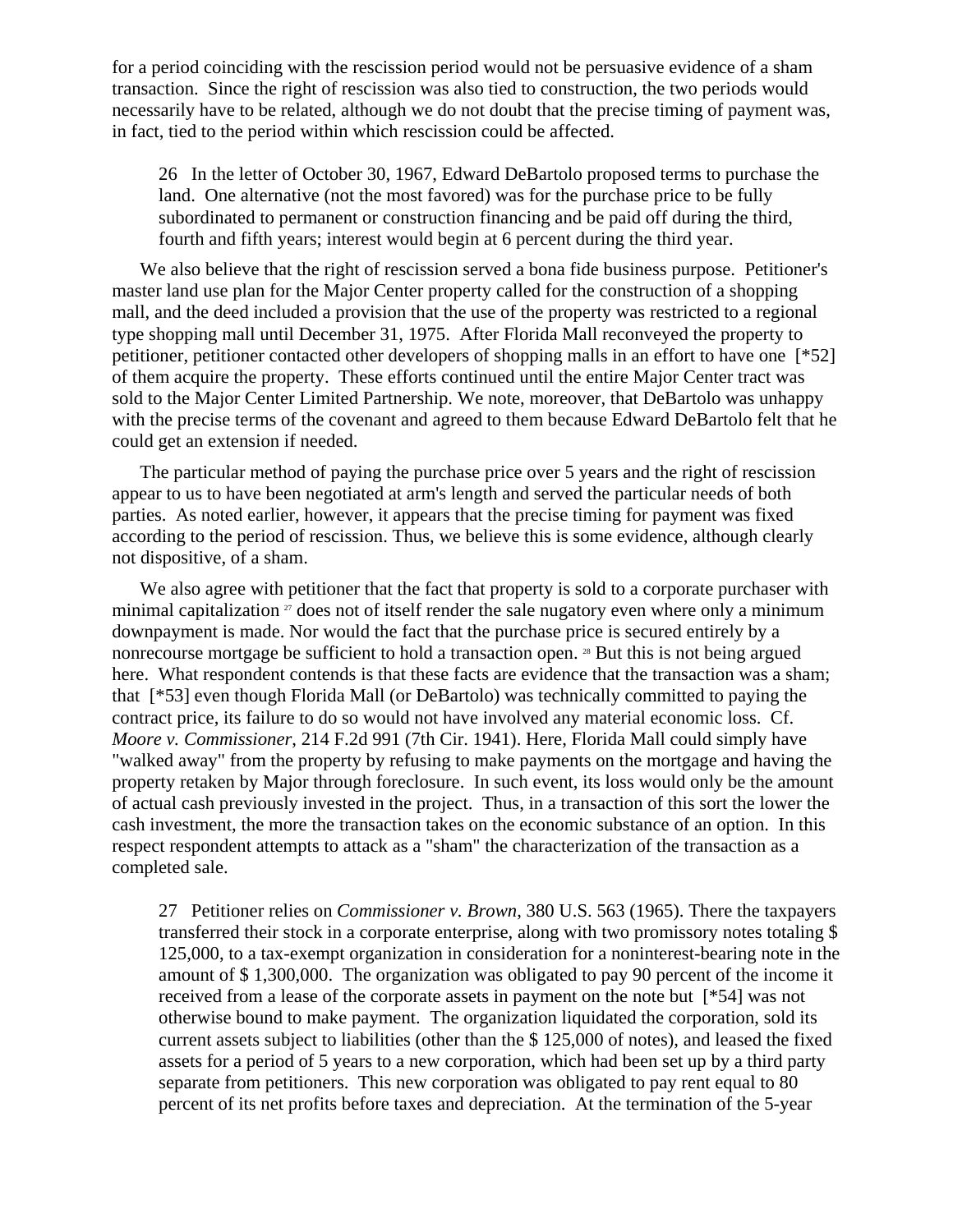for a period coinciding with the rescission period would not be persuasive evidence of a sham transaction. Since the right of rescission was also tied to construction, the two periods would necessarily have to be related, although we do not doubt that the precise timing of payment was, in fact, tied to the period within which rescission could be affected.

> 26 In the letter of October 30, 1967, Edward DeBartolo proposed terms to purchase the land. One alternative (not the most favored) was for the purchase price to be fully subordinated to permanent or construction financing and be paid off during the third, fourth and fifth years; interest would begin at 6 percent during the third year.

We also believe that the right of rescission served a bona fide business purpose. Petitioner's master land use plan for the Major Center property called for the construction of a shopping mall, and the deed included a provision that the use of the property was restricted to a regional type shopping mall until December 31, 1975. After Florida Mall reconveyed the property to petitioner, petitioner contacted other developers of shopping malls in an effort to have one [*52] of them acquire the property. These efforts continued until the entire Major Center tract was sold to the Major Center Limited Partnership. We note, moreover, that DeBartolo was unhappy with the precise terms of the covenant and agreed to them because Edward DeBartolo felt that he could get an extension if needed.

The particular method of paying the purchase price over 5 years and the right of rescission appear to us to have been negotiated at arm's length and served the particular needs of both parties. As noted earlier, however, it appears that the precise timing for payment was fixed according to the period of rescission. Thus, we believe this is some evidence, although clearly not dispositive, of a sham.

We also agree with petitioner that the fact that property is sold to a corporate purchaser with minimal capitalization [27] does not of itself render the sale nugatory even where only a minimum downpayment is made. Nor would the fact that the purchase price is secured entirely by a nonrecourse mortgage be sufficient to hold a transaction open. [28] But this is not being argued here. What respondent contends is that these facts are evidence that the transaction was a sham; that [*53] even though Florida Mall (or DeBartolo) was technically committed to paying the contract price, its failure to do so would not have involved any material economic loss. Cf. *Moore v. Commissioner*, 214 F.2d 991 (7th Cir. 1941). Here, Florida Mall could simply have "walked away" from the property by refusing to make payments on the mortgage and having the property retaken by Major through foreclosure. In such event, its loss would only be the amount of actual cash previously invested in the project. Thus, in a transaction of this sort the lower the cash investment, the more the transaction takes on the economic substance of an option. In this respect respondent attempts to attack as a "sham" the characterization of the transaction as a completed sale.

> 27 Petitioner relies on *Commissioner v. Brown*, 380 U.S. 563 (1965). There the taxpayers transferred their stock in a corporate enterprise, along with two promissory notes totaling $ 125,000, to a tax-exempt organization in consideration for a noninterest-bearing note in the amount of $ 1,300,000. The organization was obligated to pay 90 percent of the income it received from a lease of the corporate assets in payment on the note but [*54] was not otherwise bound to make payment. The organization liquidated the corporation, sold its current assets subject to liabilities (other than the $ 125,000 of notes), and leased the fixed assets for a period of 5 years to a new corporation, which had been set up by a third party separate from petitioners. This new corporation was obligated to pay rent equal to 80 percent of its net profits before taxes and depreciation. At the termination of the 5-year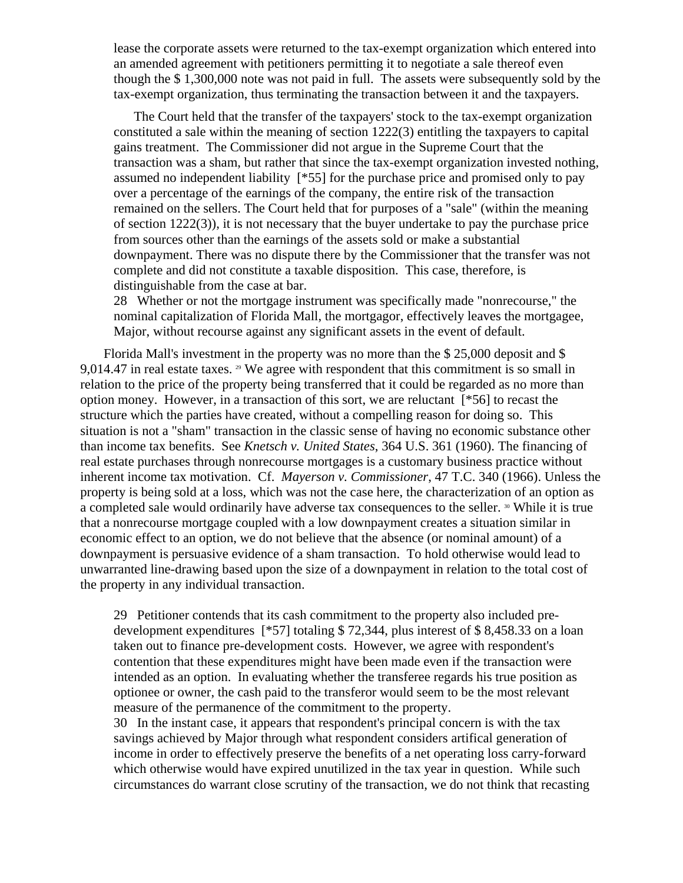lease the corporate assets were returned to the tax-exempt organization which entered into an amended agreement with petitioners permitting it to negotiate a sale thereof even though the $ 1,300,000 note was not paid in full. The assets were subsequently sold by the tax-exempt organization, thus terminating the transaction between it and the taxpayers.

The Court held that the transfer of the taxpayers' stock to the tax-exempt organization constituted a sale within the meaning of section 1222(3) entitling the taxpayers to capital gains treatment. The Commissioner did not argue in the Supreme Court that the transaction was a sham, but rather that since the tax-exempt organization invested nothing, assumed no independent liability [*55] for the purchase price and promised only to pay over a percentage of the earnings of the company, the entire risk of the transaction remained on the sellers. The Court held that for purposes of a "sale" (within the meaning of section 1222(3)), it is not necessary that the buyer undertake to pay the purchase price from sources other than the earnings of the assets sold or make a substantial downpayment. There was no dispute there by the Commissioner that the transfer was not complete and did not constitute a taxable disposition. This case, therefore, is distinguishable from the case at bar.

28 Whether or not the mortgage instrument was specifically made "nonrecourse," the nominal capitalization of Florida Mall, the mortgagor, effectively leaves the mortgagee, Major, without recourse against any significant assets in the event of default.

Florida Mall's investment in the property was no more than the $ 25,000 deposit and $ 9,014.47 in real estate taxes. [29] We agree with respondent that this commitment is so small in relation to the price of the property being transferred that it could be regarded as no more than option money. However, in a transaction of this sort, we are reluctant [*56] to recast the structure which the parties have created, without a compelling reason for doing so. This situation is not a "sham" transaction in the classic sense of having no economic substance other than income tax benefits. See *Knetsch v. United States*, 364 U.S. 361 (1960). The financing of real estate purchases through nonrecourse mortgages is a customary business practice without inherent income tax motivation. Cf. *Mayerson v. Commissioner*, 47 T.C. 340 (1966). Unless the property is being sold at a loss, which was not the case here, the characterization of an option as a completed sale would ordinarily have adverse tax consequences to the seller. [30] While it is true that a nonrecourse mortgage coupled with a low downpayment creates a situation similar in economic effect to an option, we do not believe that the absence (or nominal amount) of a downpayment is persuasive evidence of a sham transaction. To hold otherwise would lead to unwarranted line-drawing based upon the size of a downpayment in relation to the total cost of the property in any individual transaction.

29 Petitioner contends that its cash commitment to the property also included pre-development expenditures [*57] totaling $ 72,344, plus interest of $ 8,458.33 on a loan taken out to finance pre-development costs. However, we agree with respondent's contention that these expenditures might have been made even if the transaction were intended as an option. In evaluating whether the transferee regards his true position as optionee or owner, the cash paid to the transferor would seem to be the most relevant measure of the permanence of the commitment to the property.

30 In the instant case, it appears that respondent's principal concern is with the tax savings achieved by Major through what respondent considers artifical generation of income in order to effectively preserve the benefits of a net operating loss carry-forward which otherwise would have expired unutilized in the tax year in question. While such circumstances do warrant close scrutiny of the transaction, we do not think that recasting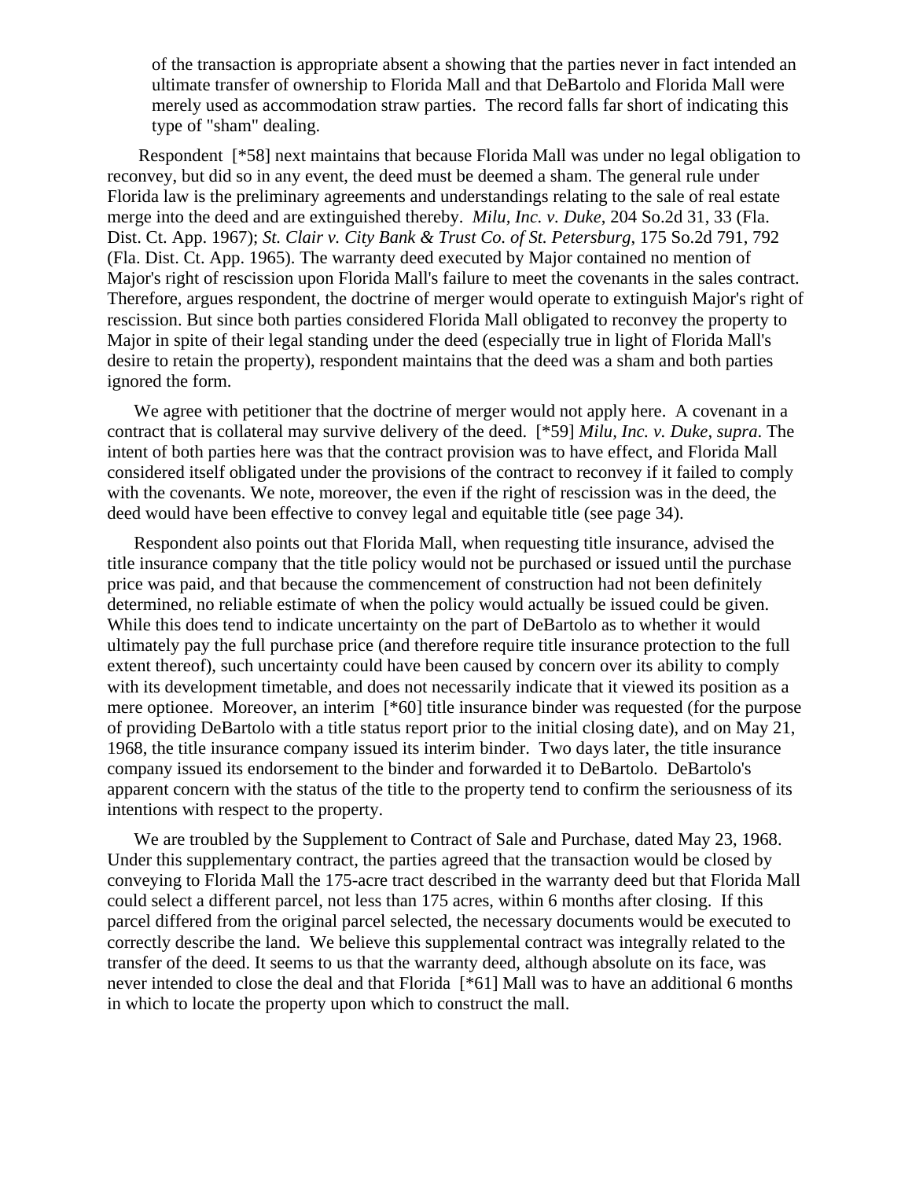> of the transaction is appropriate absent a showing that the parties never in fact intended an ultimate transfer of ownership to Florida Mall and that DeBartolo and Florida Mall were merely used as accommodation straw parties. The record falls far short of indicating this type of "sham" dealing.

Respondent [*58] next maintains that because Florida Mall was under no legal obligation to reconvey, but did so in any event, the deed must be deemed a sham. The general rule under Florida law is the preliminary agreements and understandings relating to the sale of real estate merge into the deed and are extinguished thereby. *Milu, Inc. v. Duke*, 204 So.2d 31, 33 (Fla. Dist. Ct. App. 1967); *St. Clair v. City Bank & Trust Co. of St. Petersburg*, 175 So.2d 791, 792 (Fla. Dist. Ct. App. 1965). The warranty deed executed by Major contained no mention of Major's right of rescission upon Florida Mall's failure to meet the covenants in the sales contract. Therefore, argues respondent, the doctrine of merger would operate to extinguish Major's right of rescission. But since both parties considered Florida Mall obligated to reconvey the property to Major in spite of their legal standing under the deed (especially true in light of Florida Mall's desire to retain the property), respondent maintains that the deed was a sham and both parties ignored the form.

We agree with petitioner that the doctrine of merger would not apply here. A covenant in a contract that is collateral may survive delivery of the deed. [*59] *Milu, Inc. v. Duke*, *supra*. The intent of both parties here was that the contract provision was to have effect, and Florida Mall considered itself obligated under the provisions of the contract to reconvey if it failed to comply with the covenants. We note, moreover, the even if the right of rescission was in the deed, the deed would have been effective to convey legal and equitable title (see page 34).

Respondent also points out that Florida Mall, when requesting title insurance, advised the title insurance company that the title policy would not be purchased or issued until the purchase price was paid, and that because the commencement of construction had not been definitely determined, no reliable estimate of when the policy would actually be issued could be given. While this does tend to indicate uncertainty on the part of DeBartolo as to whether it would ultimately pay the full purchase price (and therefore require title insurance protection to the full extent thereof), such uncertainty could have been caused by concern over its ability to comply with its development timetable, and does not necessarily indicate that it viewed its position as a mere optionee. Moreover, an interim [*60] title insurance binder was requested (for the purpose of providing DeBartolo with a title status report prior to the initial closing date), and on May 21, 1968, the title insurance company issued its interim binder. Two days later, the title insurance company issued its endorsement to the binder and forwarded it to DeBartolo. DeBartolo's apparent concern with the status of the title to the property tend to confirm the seriousness of its intentions with respect to the property.

We are troubled by the Supplement to Contract of Sale and Purchase, dated May 23, 1968. Under this supplementary contract, the parties agreed that the transaction would be closed by conveying to Florida Mall the 175-acre tract described in the warranty deed but that Florida Mall could select a different parcel, not less than 175 acres, within 6 months after closing. If this parcel differed from the original parcel selected, the necessary documents would be executed to correctly describe the land. We believe this supplemental contract was integrally related to the transfer of the deed. It seems to us that the warranty deed, although absolute on its face, was never intended to close the deal and that Florida [*61] Mall was to have an additional 6 months in which to locate the property upon which to construct the mall.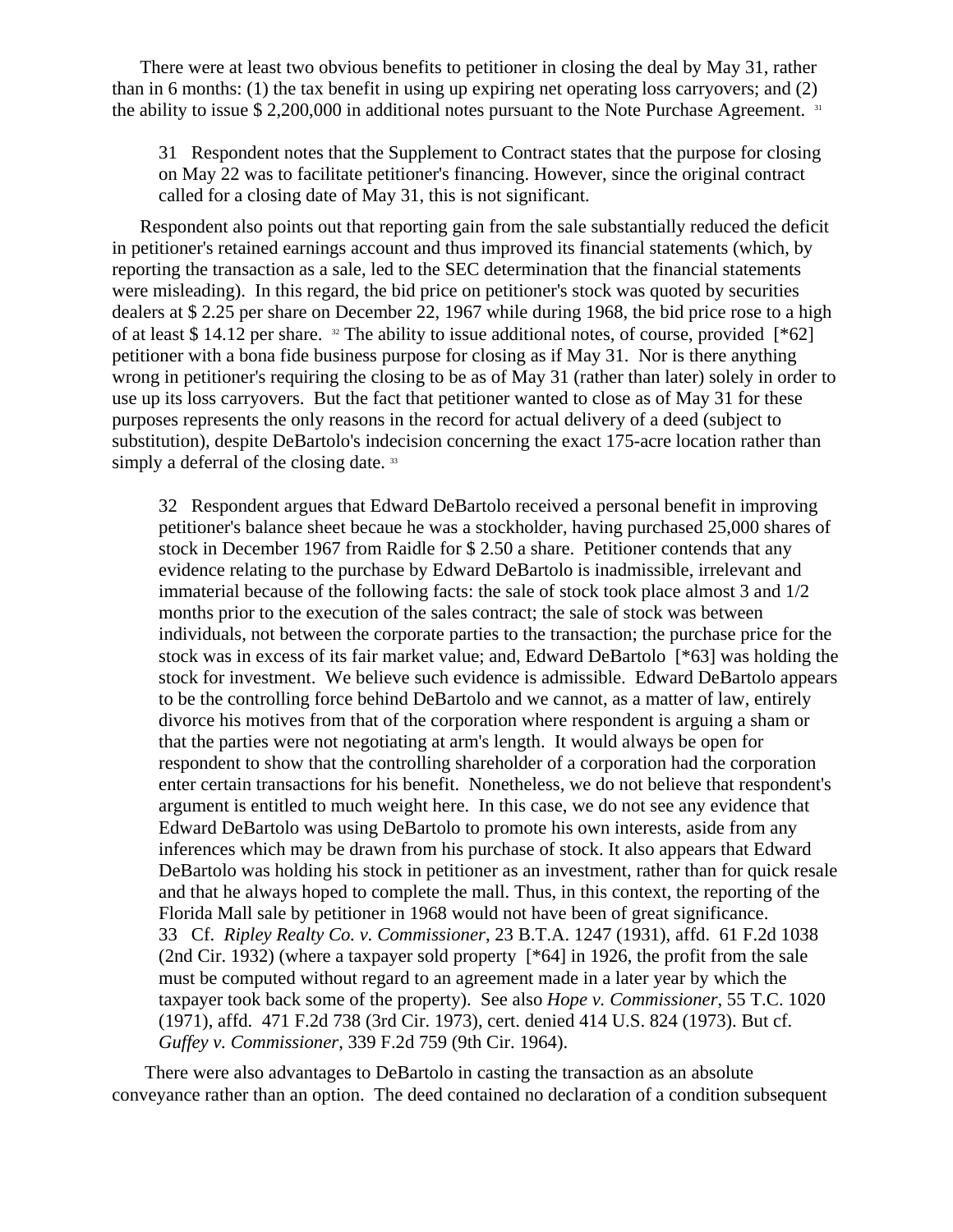There were at least two obvious benefits to petitioner in closing the deal by May 31, rather than in 6 months: (1) the tax benefit in using up expiring net operating loss carryovers; and (2) the ability to issue $ 2,200,000 in additional notes pursuant to the Note Purchase Agreement. [31]

> 31 Respondent notes that the Supplement to Contract states that the purpose for closing on May 22 was to facilitate petitioner's financing. However, since the original contract called for a closing date of May 31, this is not significant.

Respondent also points out that reporting gain from the sale substantially reduced the deficit in petitioner's retained earnings account and thus improved its financial statements (which, by reporting the transaction as a sale, led to the SEC determination that the financial statements were misleading). In this regard, the bid price on petitioner's stock was quoted by securities dealers at $ 2.25 per share on December 22, 1967 while during 1968, the bid price rose to a high of at least $ 14.12 per share. [32] The ability to issue additional notes, of course, provided [*62] petitioner with a bona fide business purpose for closing as if May 31. Nor is there anything wrong in petitioner's requiring the closing to be as of May 31 (rather than later) solely in order to use up its loss carryovers. But the fact that petitioner wanted to close as of May 31 for these purposes represents the only reasons in the record for actual delivery of a deed (subject to substitution), despite DeBartolo's indecision concerning the exact 175-acre location rather than simply a deferral of the closing date. [33]

> 32 Respondent argues that Edward DeBartolo received a personal benefit in improving petitioner's balance sheet becaue he was a stockholder, having purchased 25,000 shares of stock in December 1967 from Raidle for $ 2.50 a share. Petitioner contends that any evidence relating to the purchase by Edward DeBartolo is inadmissible, irrelevant and immaterial because of the following facts: the sale of stock took place almost 3 and 1/2 months prior to the execution of the sales contract; the sale of stock was between individuals, not between the corporate parties to the transaction; the purchase price for the stock was in excess of its fair market value; and, Edward DeBartolo [*63] was holding the stock for investment. We believe such evidence is admissible. Edward DeBartolo appears to be the controlling force behind DeBartolo and we cannot, as a matter of law, entirely divorce his motives from that of the corporation where respondent is arguing a sham or that the parties were not negotiating at arm's length. It would always be open for respondent to show that the controlling shareholder of a corporation had the corporation enter certain transactions for his benefit. Nonetheless, we do not believe that respondent's argument is entitled to much weight here. In this case, we do not see any evidence that Edward DeBartolo was using DeBartolo to promote his own interests, aside from any inferences which may be drawn from his purchase of stock. It also appears that Edward DeBartolo was holding his stock in petitioner as an investment, rather than for quick resale and that he always hoped to complete the mall. Thus, in this context, the reporting of the Florida Mall sale by petitioner in 1968 would not have been of great significance.
>
> 33 Cf. *Ripley Realty Co. v. Commissioner*, 23 B.T.A. 1247 (1931), affd. 61 F.2d 1038 (2nd Cir. 1932) (where a taxpayer sold property [*64] in 1926, the profit from the sale must be computed without regard to an agreement made in a later year by which the taxpayer took back some of the property). See also *Hope v. Commissioner*, 55 T.C. 1020 (1971), affd. 471 F.2d 738 (3rd Cir. 1973), cert. denied 414 U.S. 824 (1973). But cf. *Guffey v. Commissioner*, 339 F.2d 759 (9th Cir. 1964).

There were also advantages to DeBartolo in casting the transaction as an absolute conveyance rather than an option. The deed contained no declaration of a condition subsequent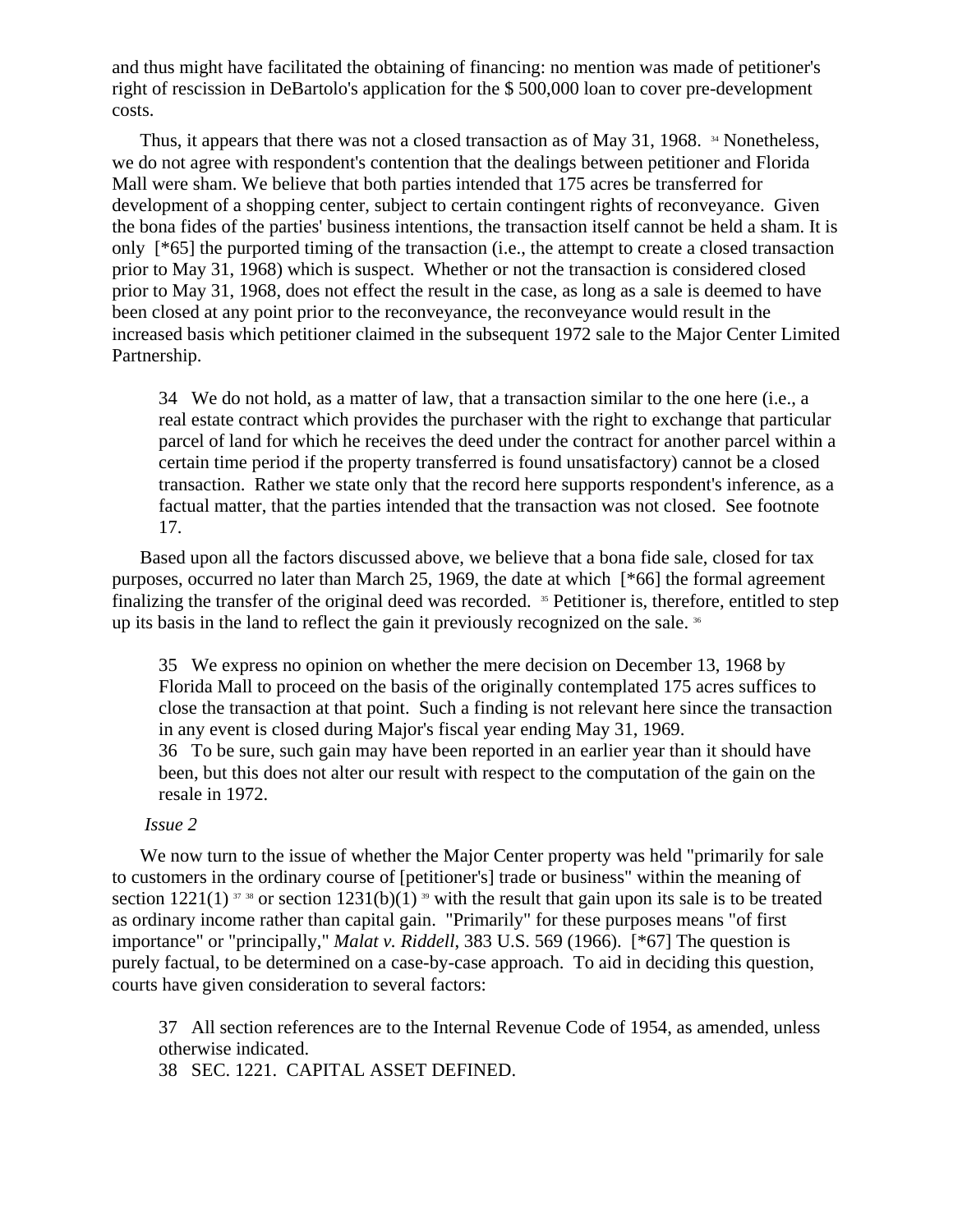and thus might have facilitated the obtaining of financing: no mention was made of petitioner's right of rescission in DeBartolo's application for the $ 500,000 loan to cover pre-development costs.

Thus, it appears that there was not a closed transaction as of May 31, 1968. [34] Nonetheless, we do not agree with respondent's contention that the dealings between petitioner and Florida Mall were sham. We believe that both parties intended that 175 acres be transferred for development of a shopping center, subject to certain contingent rights of reconveyance. Given the bona fides of the parties' business intentions, the transaction itself cannot be held a sham. It is only [*65] the purported timing of the transaction (i.e., the attempt to create a closed transaction prior to May 31, 1968) which is suspect. Whether or not the transaction is considered closed prior to May 31, 1968, does not effect the result in the case, as long as a sale is deemed to have been closed at any point prior to the reconveyance, the reconveyance would result in the increased basis which petitioner claimed in the subsequent 1972 sale to the Major Center Limited Partnership.

> 34 We do not hold, as a matter of law, that a transaction similar to the one here (i.e., a real estate contract which provides the purchaser with the right to exchange that particular parcel of land for which he receives the deed under the contract for another parcel within a certain time period if the property transferred is found unsatisfactory) cannot be a closed transaction. Rather we state only that the record here supports respondent's inference, as a factual matter, that the parties intended that the transaction was not closed. See footnote 17.

Based upon all the factors discussed above, we believe that a bona fide sale, closed for tax purposes, occurred no later than March 25, 1969, the date at which [*66] the formal agreement finalizing the transfer of the original deed was recorded. [35] Petitioner is, therefore, entitled to step up its basis in the land to reflect the gain it previously recognized on the sale. [36]

> 35 We express no opinion on whether the mere decision on December 13, 1968 by Florida Mall to proceed on the basis of the originally contemplated 175 acres suffices to close the transaction at that point. Such a finding is not relevant here since the transaction in any event is closed during Major's fiscal year ending May 31, 1969.
> 36 To be sure, such gain may have been reported in an earlier year than it should have been, but this does not alter our result with respect to the computation of the gain on the resale in 1972.

*Issue 2*

We now turn to the issue of whether the Major Center property was held "primarily for sale to customers in the ordinary course of [petitioner's] trade or business" within the meaning of section 1221(1) [37] [38] or section 1231(b)(1) [39] with the result that gain upon its sale is to be treated as ordinary income rather than capital gain. "Primarily" for these purposes means "of first importance" or "principally," *Malat v. Riddell*, 383 U.S. 569 (1966). [*67] The question is purely factual, to be determined on a case-by-case approach. To aid in deciding this question, courts have given consideration to several factors:

> 37 All section references are to the Internal Revenue Code of 1954, as amended, unless otherwise indicated.
> 38 SEC. 1221. CAPITAL ASSET DEFINED.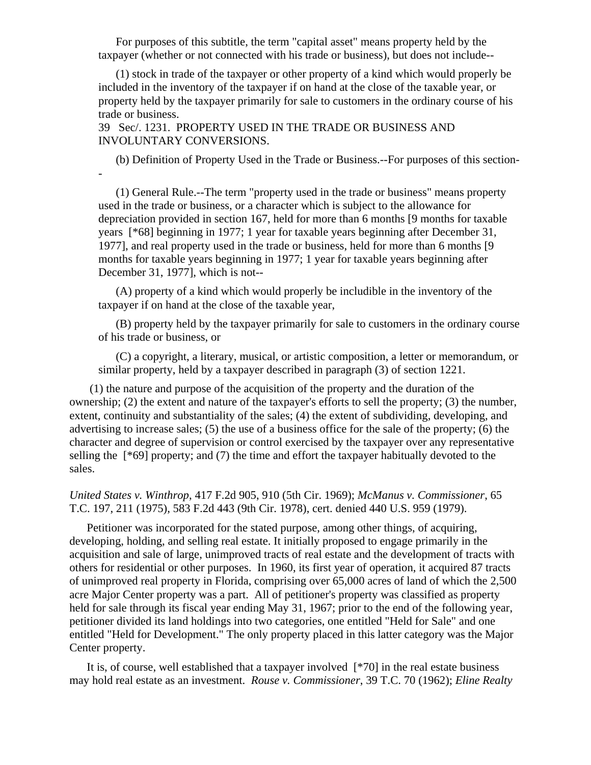For purposes of this subtitle, the term "capital asset" means property held by the taxpayer (whether or not connected with his trade or business), but does not include--

(1) stock in trade of the taxpayer or other property of a kind which would properly be included in the inventory of the taxpayer if on hand at the close of the taxable year, or property held by the taxpayer primarily for sale to customers in the ordinary course of his trade or business.

39 Sec/. 1231. PROPERTY USED IN THE TRADE OR BUSINESS AND INVOLUNTARY CONVERSIONS.

(b) Definition of Property Used in the Trade or Business.--For purposes of this section--

(1) General Rule.--The term "property used in the trade or business" means property used in the trade or business, or a character which is subject to the allowance for depreciation provided in section 167, held for more than 6 months [9 months for taxable years [*68] beginning in 1977; 1 year for taxable years beginning after December 31, 1977], and real property used in the trade or business, held for more than 6 months [9 months for taxable years beginning in 1977; 1 year for taxable years beginning after December 31, 1977], which is not--

(A) property of a kind which would properly be includible in the inventory of the taxpayer if on hand at the close of the taxable year,

(B) property held by the taxpayer primarily for sale to customers in the ordinary course of his trade or business, or

(C) a copyright, a literary, musical, or artistic composition, a letter or memorandum, or similar property, held by a taxpayer described in paragraph (3) of section 1221.

(1) the nature and purpose of the acquisition of the property and the duration of the ownership; (2) the extent and nature of the taxpayer's efforts to sell the property; (3) the number, extent, continuity and substantiality of the sales; (4) the extent of subdividing, developing, and advertising to increase sales; (5) the use of a business office for the sale of the property; (6) the character and degree of supervision or control exercised by the taxpayer over any representative selling the [*69] property; and (7) the time and effort the taxpayer habitually devoted to the sales.

*United States v. Winthrop*, 417 F.2d 905, 910 (5th Cir. 1969); *McManus v. Commissioner*, 65 T.C. 197, 211 (1975), 583 F.2d 443 (9th Cir. 1978), cert. denied 440 U.S. 959 (1979).

Petitioner was incorporated for the stated purpose, among other things, of acquiring, developing, holding, and selling real estate. It initially proposed to engage primarily in the acquisition and sale of large, unimproved tracts of real estate and the development of tracts with others for residential or other purposes. In 1960, its first year of operation, it acquired 87 tracts of unimproved real property in Florida, comprising over 65,000 acres of land of which the 2,500 acre Major Center property was a part. All of petitioner's property was classified as property held for sale through its fiscal year ending May 31, 1967; prior to the end of the following year, petitioner divided its land holdings into two categories, one entitled "Held for Sale" and one entitled "Held for Development." The only property placed in this latter category was the Major Center property.

It is, of course, well established that a taxpayer involved [*70] in the real estate business may hold real estate as an investment. *Rouse v. Commissioner*, 39 T.C. 70 (1962); *Eline Realty*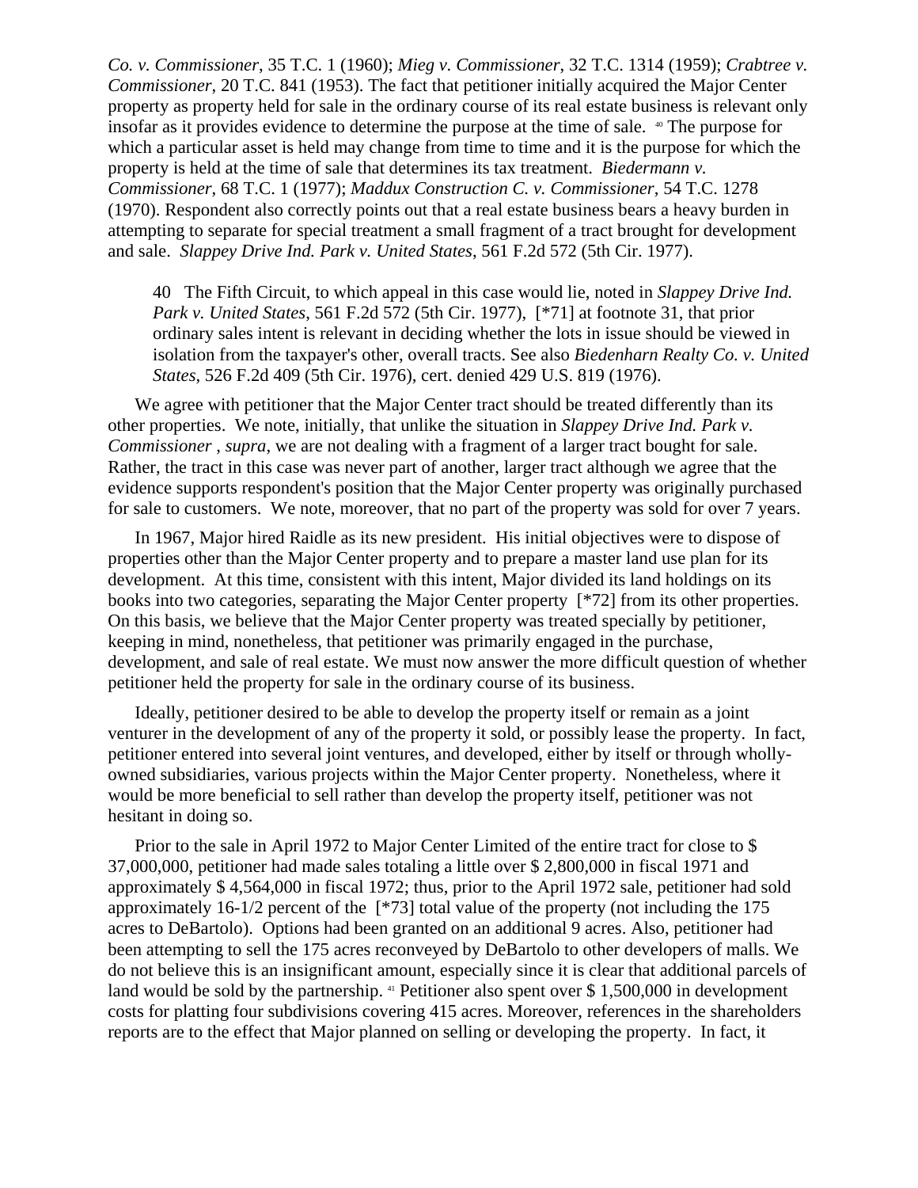*Co. v. Commissioner*, 35 T.C. 1 (1960); *Mieg v. Commissioner*, 32 T.C. 1314 (1959); *Crabtree v. Commissioner*, 20 T.C. 841 (1953). The fact that petitioner initially acquired the Major Center property as property held for sale in the ordinary course of its real estate business is relevant only insofar as it provides evidence to determine the purpose at the time of sale. [40] The purpose for which a particular asset is held may change from time to time and it is the purpose for which the property is held at the time of sale that determines its tax treatment. *Biedermann v. Commissioner*, 68 T.C. 1 (1977); *Maddux Construction C. v. Commissioner*, 54 T.C. 1278 (1970). Respondent also correctly points out that a real estate business bears a heavy burden in attempting to separate for special treatment a small fragment of a tract brought for development and sale. *Slappey Drive Ind. Park v. United States*, 561 F.2d 572 (5th Cir. 1977).

> 40 The Fifth Circuit, to which appeal in this case would lie, noted in *Slappey Drive Ind. Park v. United States*, 561 F.2d 572 (5th Cir. 1977), [*71] at footnote 31, that prior ordinary sales intent is relevant in deciding whether the lots in issue should be viewed in isolation from the taxpayer's other, overall tracts. See also *Biedenharn Realty Co. v. United States*, 526 F.2d 409 (5th Cir. 1976), cert. denied 429 U.S. 819 (1976).

We agree with petitioner that the Major Center tract should be treated differently than its other properties. We note, initially, that unlike the situation in *Slappey Drive Ind. Park v. Commissioner , supra*, we are not dealing with a fragment of a larger tract bought for sale. Rather, the tract in this case was never part of another, larger tract although we agree that the evidence supports respondent's position that the Major Center property was originally purchased for sale to customers. We note, moreover, that no part of the property was sold for over 7 years.

In 1967, Major hired Raidle as its new president. His initial objectives were to dispose of properties other than the Major Center property and to prepare a master land use plan for its development. At this time, consistent with this intent, Major divided its land holdings on its books into two categories, separating the Major Center property [*72] from its other properties. On this basis, we believe that the Major Center property was treated specially by petitioner, keeping in mind, nonetheless, that petitioner was primarily engaged in the purchase, development, and sale of real estate. We must now answer the more difficult question of whether petitioner held the property for sale in the ordinary course of its business.

Ideally, petitioner desired to be able to develop the property itself or remain as a joint venturer in the development of any of the property it sold, or possibly lease the property. In fact, petitioner entered into several joint ventures, and developed, either by itself or through wholly-owned subsidiaries, various projects within the Major Center property. Nonetheless, where it would be more beneficial to sell rather than develop the property itself, petitioner was not hesitant in doing so.

Prior to the sale in April 1972 to Major Center Limited of the entire tract for close to $ 37,000,000, petitioner had made sales totaling a little over $ 2,800,000 in fiscal 1971 and approximately $ 4,564,000 in fiscal 1972; thus, prior to the April 1972 sale, petitioner had sold approximately 16-1/2 percent of the [*73] total value of the property (not including the 175 acres to DeBartolo). Options had been granted on an additional 9 acres. Also, petitioner had been attempting to sell the 175 acres reconveyed by DeBartolo to other developers of malls. We do not believe this is an insignificant amount, especially since it is clear that additional parcels of land would be sold by the partnership. [41] Petitioner also spent over $ 1,500,000 in development costs for platting four subdivisions covering 415 acres. Moreover, references in the shareholders reports are to the effect that Major planned on selling or developing the property. In fact, it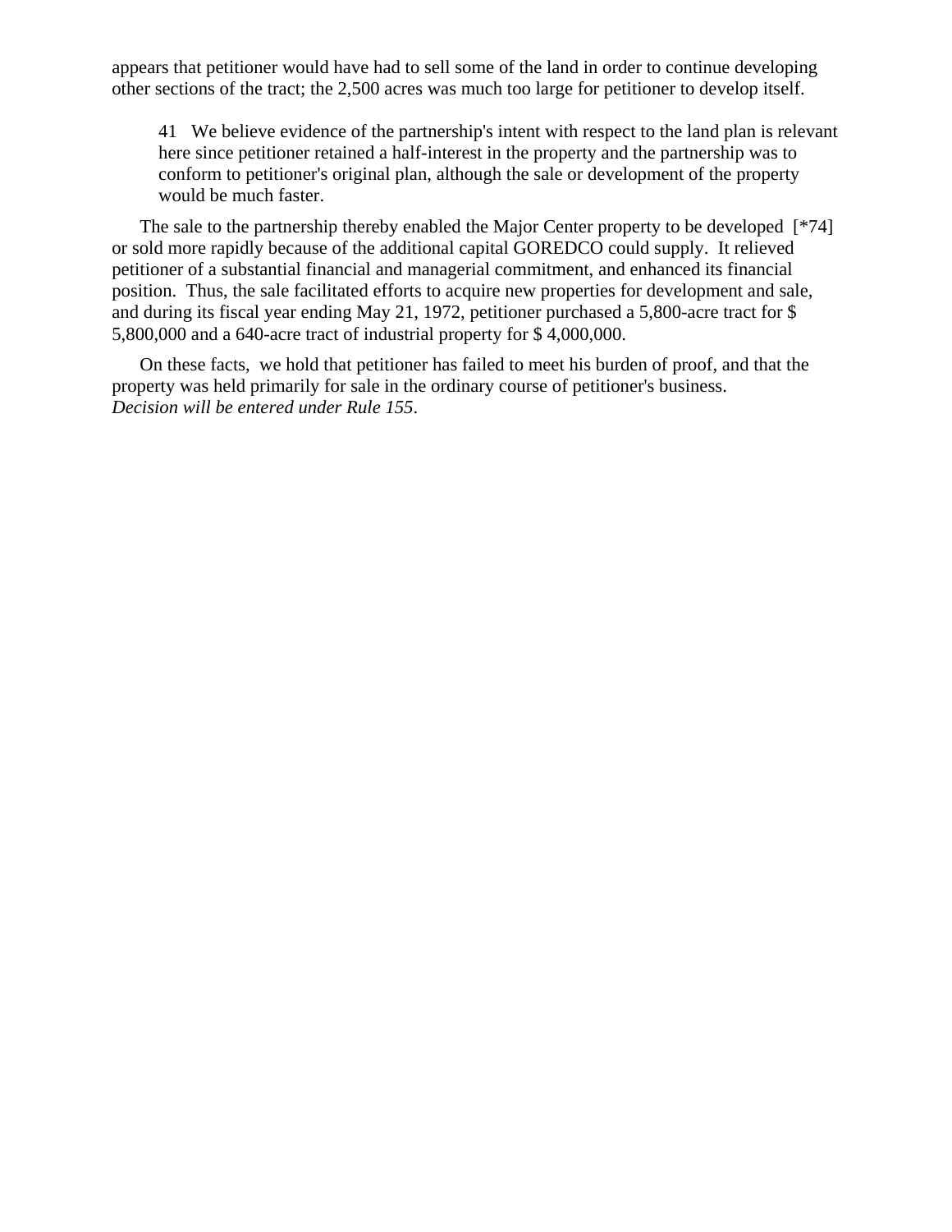appears that petitioner would have had to sell some of the land in order to continue developing other sections of the tract; the 2,500 acres was much too large for petitioner to develop itself.

> 41 We believe evidence of the partnership's intent with respect to the land plan is relevant here since petitioner retained a half-interest in the property and the partnership was to conform to petitioner's original plan, although the sale or development of the property would be much faster.

The sale to the partnership thereby enabled the Major Center property to be developed [*74] or sold more rapidly because of the additional capital GOREDCO could supply. It relieved petitioner of a substantial financial and managerial commitment, and enhanced its financial position. Thus, the sale facilitated efforts to acquire new properties for development and sale, and during its fiscal year ending May 21, 1972, petitioner purchased a 5,800-acre tract for $ 5,800,000 and a 640-acre tract of industrial property for $ 4,000,000.

On these facts, we hold that petitioner has failed to meet his burden of proof, and that the property was held primarily for sale in the ordinary course of petitioner's business.
*Decision will be entered under Rule 155*.